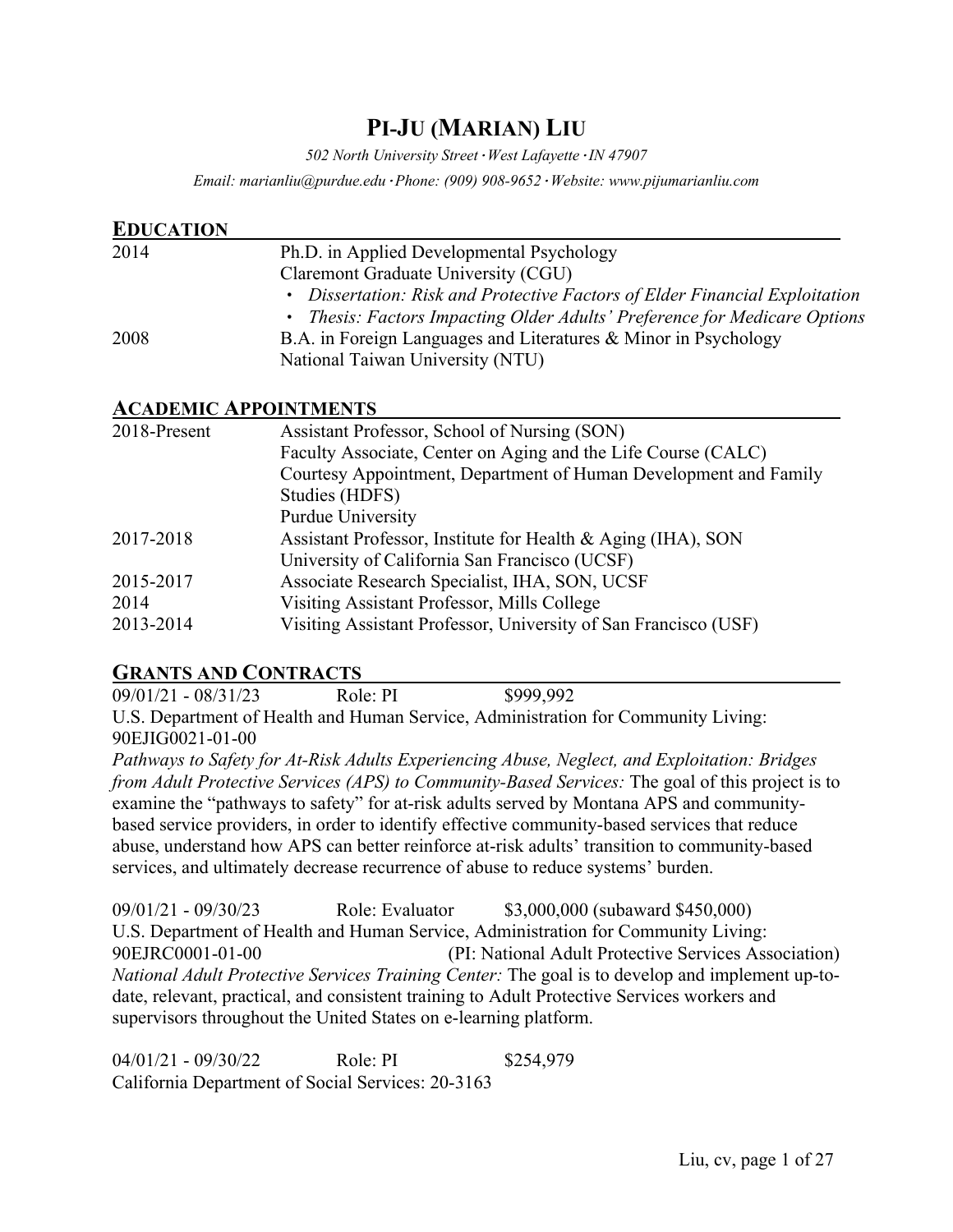# PI-JU (MARIAN) LIU

*502 North University Street · West Lafayette · IN 47907*

*Email: marianliu@purdue.edu · Phone: (909) 908-9652 · Website: www.pijumarianliu.com*

## EDUCATION

| | |
|---|---|
| 2014 | Ph.D. in Applied Developmental Psychology<br>Claremont Graduate University (CGU)<br>• *Dissertation: Risk and Protective Factors of Elder Financial Exploitation*<br>• *Thesis: Factors Impacting Older Adults' Preference for Medicare Options* |
| 2008 | B.A. in Foreign Languages and Literatures & Minor in Psychology<br>National Taiwan University (NTU) |

## ACADEMIC APPOINTMENTS

| | |
|---|---|
| 2018-Present | Assistant Professor, School of Nursing (SON)<br>Faculty Associate, Center on Aging and the Life Course (CALC)<br>Courtesy Appointment, Department of Human Development and Family Studies (HDFS)<br>Purdue University |
| 2017-2018 | Assistant Professor, Institute for Health & Aging (IHA), SON<br>University of California San Francisco (UCSF) |
| 2015-2017 | Associate Research Specialist, IHA, SON, UCSF |
| 2014 | Visiting Assistant Professor, Mills College |
| 2013-2014 | Visiting Assistant Professor, University of San Francisco (USF) |

## GRANTS AND CONTRACTS

09/01/21 - 08/31/23 Role: PI $999,992
U.S. Department of Health and Human Service, Administration for Community Living: 90EJIG0021-01-00
*Pathways to Safety for At-Risk Adults Experiencing Abuse, Neglect, and Exploitation: Bridges from Adult Protective Services (APS) to Community-Based Services:* The goal of this project is to examine the "pathways to safety" for at-risk adults served by Montana APS and community-based service providers, in order to identify effective community-based services that reduce abuse, understand how APS can better reinforce at-risk adults' transition to community-based services, and ultimately decrease recurrence of abuse to reduce systems' burden.

09/01/21 - 09/30/23 Role: Evaluator $3,000,000 (subaward $450,000)
U.S. Department of Health and Human Service, Administration for Community Living: 90EJRC0001-01-00 (PI: National Adult Protective Services Association)
*National Adult Protective Services Training Center:* The goal is to develop and implement up-to-date, relevant, practical, and consistent training to Adult Protective Services workers and supervisors throughout the United States on e-learning platform.

04/01/21 - 09/30/22 Role: PI $254,979
California Department of Social Services: 20-3163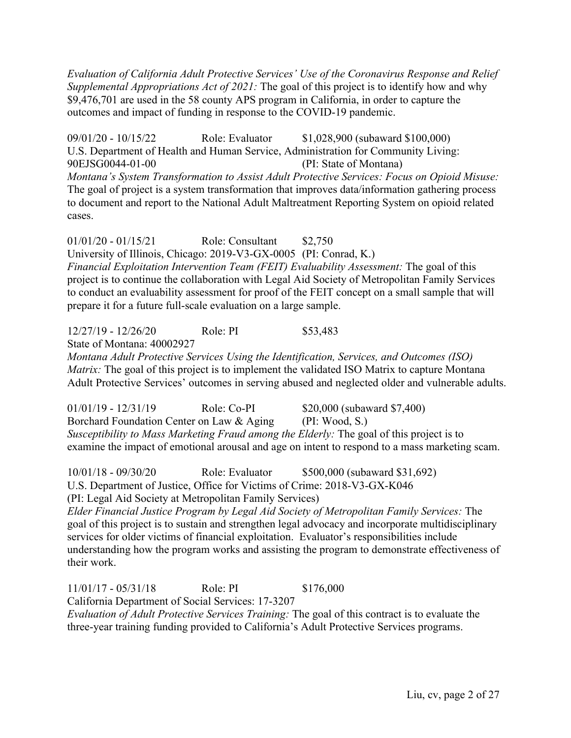*Evaluation of California Adult Protective Services' Use of the Coronavirus Response and Relief Supplemental Appropriations Act of 2021:* The goal of this project is to identify how and why $9,476,701 are used in the 58 county APS program in California, in order to capture the outcomes and impact of funding in response to the COVID-19 pandemic.

09/01/20 - 10/15/22 Role: Evaluator $1,028,900 (subaward $100,000)
U.S. Department of Health and Human Service, Administration for Community Living: 90EJSG0044-01-00 (PI: State of Montana)
*Montana's System Transformation to Assist Adult Protective Services: Focus on Opioid Misuse:* The goal of project is a system transformation that improves data/information gathering process to document and report to the National Adult Maltreatment Reporting System on opioid related cases.

01/01/20 - 01/15/21 Role: Consultant $2,750
University of Illinois, Chicago: 2019-V3-GX-0005 (PI: Conrad, K.)
*Financial Exploitation Intervention Team (FEIT) Evaluability Assessment:* The goal of this project is to continue the collaboration with Legal Aid Society of Metropolitan Family Services to conduct an evaluability assessment for proof of the FEIT concept on a small sample that will prepare it for a future full-scale evaluation on a large sample.

12/27/19 - 12/26/20 Role: PI $53,483
State of Montana: 40002927
*Montana Adult Protective Services Using the Identification, Services, and Outcomes (ISO) Matrix:* The goal of this project is to implement the validated ISO Matrix to capture Montana Adult Protective Services' outcomes in serving abused and neglected older and vulnerable adults.

01/01/19 - 12/31/19 Role: Co-PI $20,000 (subaward $7,400)
Borchard Foundation Center on Law & Aging (PI: Wood, S.)
*Susceptibility to Mass Marketing Fraud among the Elderly:* The goal of this project is to examine the impact of emotional arousal and age on intent to respond to a mass marketing scam.

10/01/18 - 09/30/20 Role: Evaluator $500,000 (subaward $31,692)
U.S. Department of Justice, Office for Victims of Crime: 2018-V3-GX-K046
(PI: Legal Aid Society at Metropolitan Family Services)
*Elder Financial Justice Program by Legal Aid Society of Metropolitan Family Services:* The goal of this project is to sustain and strengthen legal advocacy and incorporate multidisciplinary services for older victims of financial exploitation. Evaluator's responsibilities include understanding how the program works and assisting the program to demonstrate effectiveness of their work.

11/01/17 - 05/31/18 Role: PI $176,000
California Department of Social Services: 17-3207
*Evaluation of Adult Protective Services Training:* The goal of this contract is to evaluate the three-year training funding provided to California's Adult Protective Services programs.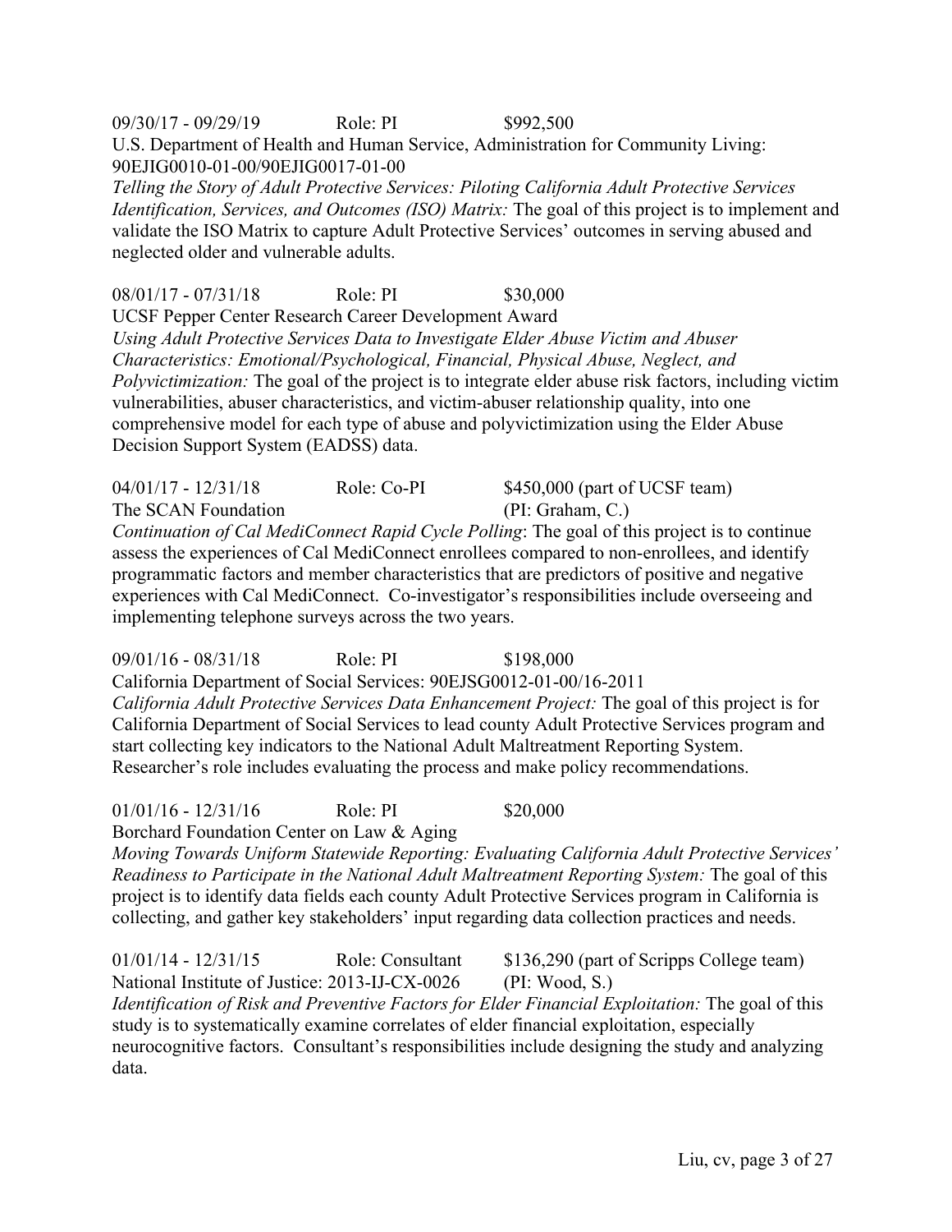09/30/17 - 09/29/19 Role: PI $992,500
U.S. Department of Health and Human Service, Administration for Community Living: 90EJIG0010-01-00/90EJIG0017-01-00
*Telling the Story of Adult Protective Services: Piloting California Adult Protective Services Identification, Services, and Outcomes (ISO) Matrix:* The goal of this project is to implement and validate the ISO Matrix to capture Adult Protective Services' outcomes in serving abused and neglected older and vulnerable adults.

08/01/17 - 07/31/18 Role: PI $30,000
UCSF Pepper Center Research Career Development Award
*Using Adult Protective Services Data to Investigate Elder Abuse Victim and Abuser Characteristics: Emotional/Psychological, Financial, Physical Abuse, Neglect, and Polyvictimization:* The goal of the project is to integrate elder abuse risk factors, including victim vulnerabilities, abuser characteristics, and victim-abuser relationship quality, into one comprehensive model for each type of abuse and polyvictimization using the Elder Abuse Decision Support System (EADSS) data.

04/01/17 - 12/31/18 Role: Co-PI $450,000 (part of UCSF team)
The SCAN Foundation (PI: Graham, C.)
*Continuation of Cal MediConnect Rapid Cycle Polling*: The goal of this project is to continue assess the experiences of Cal MediConnect enrollees compared to non-enrollees, and identify programmatic factors and member characteristics that are predictors of positive and negative experiences with Cal MediConnect. Co-investigator's responsibilities include overseeing and implementing telephone surveys across the two years.

09/01/16 - 08/31/18 Role: PI $198,000
California Department of Social Services: 90EJSG0012-01-00/16-2011
*California Adult Protective Services Data Enhancement Project:* The goal of this project is for California Department of Social Services to lead county Adult Protective Services program and start collecting key indicators to the National Adult Maltreatment Reporting System. Researcher's role includes evaluating the process and make policy recommendations.

01/01/16 - 12/31/16 Role: PI $20,000
Borchard Foundation Center on Law & Aging
*Moving Towards Uniform Statewide Reporting: Evaluating California Adult Protective Services' Readiness to Participate in the National Adult Maltreatment Reporting System:* The goal of this project is to identify data fields each county Adult Protective Services program in California is collecting, and gather key stakeholders' input regarding data collection practices and needs.

01/01/14 - 12/31/15 Role: Consultant $136,290 (part of Scripps College team)
National Institute of Justice: 2013-IJ-CX-0026 (PI: Wood, S.)
*Identification of Risk and Preventive Factors for Elder Financial Exploitation:* The goal of this study is to systematically examine correlates of elder financial exploitation, especially neurocognitive factors. Consultant's responsibilities include designing the study and analyzing data.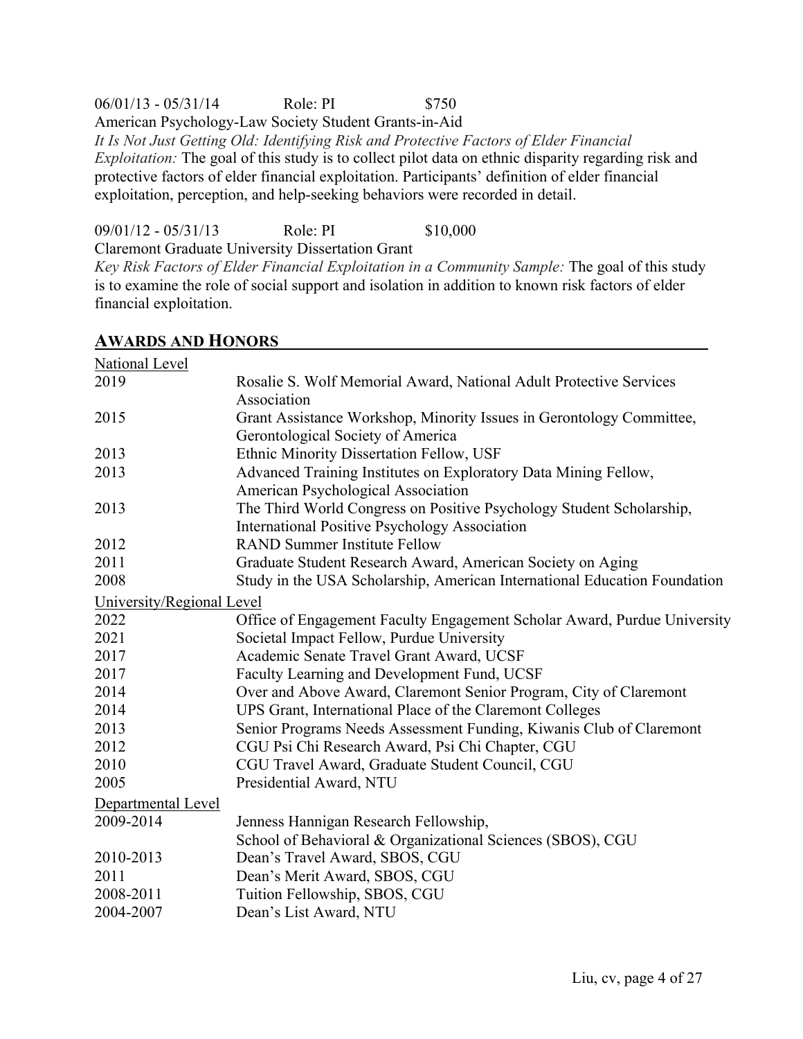06/01/13 - 05/31/14 Role: PI $750

American Psychology-Law Society Student Grants-in-Aid

*It Is Not Just Getting Old: Identifying Risk and Protective Factors of Elder Financial Exploitation:* The goal of this study is to collect pilot data on ethnic disparity regarding risk and protective factors of elder financial exploitation. Participants' definition of elder financial exploitation, perception, and help-seeking behaviors were recorded in detail.

09/01/12 - 05/31/13 Role: PI $10,000

Claremont Graduate University Dissertation Grant

*Key Risk Factors of Elder Financial Exploitation in a Community Sample:* The goal of this study is to examine the role of social support and isolation in addition to known risk factors of elder financial exploitation.

## AWARDS AND HONORS

National Level

| | |
|---|---|
| 2019 | Rosalie S. Wolf Memorial Award, National Adult Protective Services Association |
| 2015 | Grant Assistance Workshop, Minority Issues in Gerontology Committee, Gerontological Society of America |
| 2013 | Ethnic Minority Dissertation Fellow, USF |
| 2013 | Advanced Training Institutes on Exploratory Data Mining Fellow, American Psychological Association |
| 2013 | The Third World Congress on Positive Psychology Student Scholarship, International Positive Psychology Association |
| 2012 | RAND Summer Institute Fellow |
| 2011 | Graduate Student Research Award, American Society on Aging |
| 2008 | Study in the USA Scholarship, American International Education Foundation |

University/Regional Level

| | |
|---|---|
| 2022 | Office of Engagement Faculty Engagement Scholar Award, Purdue University |
| 2021 | Societal Impact Fellow, Purdue University |
| 2017 | Academic Senate Travel Grant Award, UCSF |
| 2017 | Faculty Learning and Development Fund, UCSF |
| 2014 | Over and Above Award, Claremont Senior Program, City of Claremont |
| 2014 | UPS Grant, International Place of the Claremont Colleges |
| 2013 | Senior Programs Needs Assessment Funding, Kiwanis Club of Claremont |
| 2012 | CGU Psi Chi Research Award, Psi Chi Chapter, CGU |
| 2010 | CGU Travel Award, Graduate Student Council, CGU |
| 2005 | Presidential Award, NTU |

Departmental Level

| | |
|---|---|
| 2009-2014 | Jenness Hannigan Research Fellowship, School of Behavioral & Organizational Sciences (SBOS), CGU |
| 2010-2013 | Dean's Travel Award, SBOS, CGU |
| 2011 | Dean's Merit Award, SBOS, CGU |
| 2008-2011 | Tuition Fellowship, SBOS, CGU |
| 2004-2007 | Dean's List Award, NTU |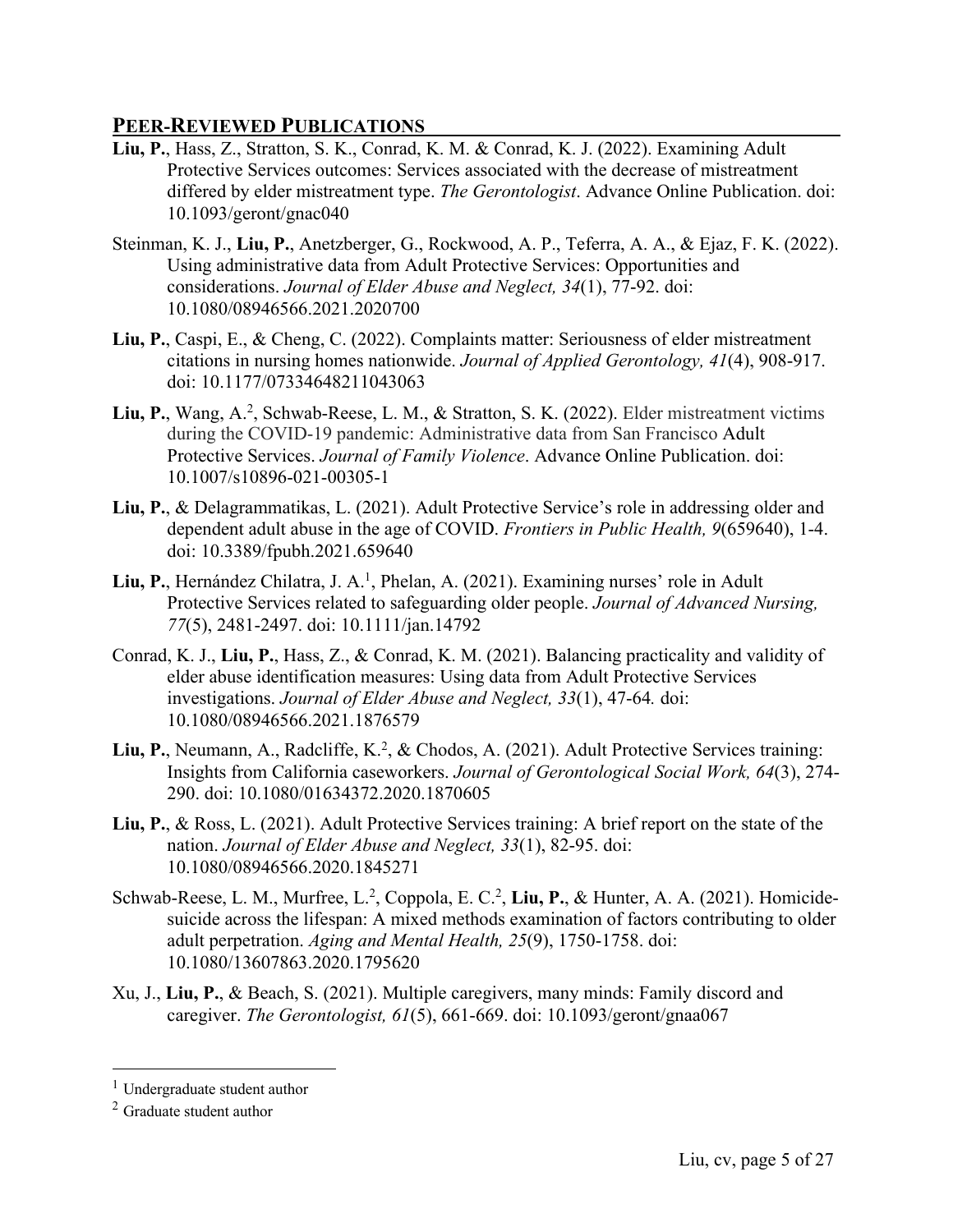## PEER-REVIEWED PUBLICATIONS

**Liu, P.**, Hass, Z., Stratton, S. K., Conrad, K. M. & Conrad, K. J. (2022). Examining Adult Protective Services outcomes: Services associated with the decrease of mistreatment differed by elder mistreatment type. *The Gerontologist*. Advance Online Publication. doi: 10.1093/geront/gnac040

Steinman, K. J., **Liu, P.**, Anetzberger, G., Rockwood, A. P., Teferra, A. A., & Ejaz, F. K. (2022). Using administrative data from Adult Protective Services: Opportunities and considerations. *Journal of Elder Abuse and Neglect, 34*(1), 77-92. doi: 10.1080/08946566.2021.2020700

**Liu, P.**, Caspi, E., & Cheng, C. (2022). Complaints matter: Seriousness of elder mistreatment citations in nursing homes nationwide. *Journal of Applied Gerontology, 41*(4), 908-917. doi: 10.1177/07334648211043063

**Liu, P.**, Wang, A.[2], Schwab-Reese, L. M., & Stratton, S. K. (2022). Elder mistreatment victims during the COVID-19 pandemic: Administrative data from San Francisco Adult Protective Services. *Journal of Family Violence*. Advance Online Publication. doi: 10.1007/s10896-021-00305-1

**Liu, P.**, & Delagrammatikas, L. (2021). Adult Protective Service's role in addressing older and dependent adult abuse in the age of COVID. *Frontiers in Public Health, 9*(659640), 1-4. doi: 10.3389/fpubh.2021.659640

**Liu, P.**, Hernández Chilatra, J. A.[1], Phelan, A. (2021). Examining nurses' role in Adult Protective Services related to safeguarding older people. *Journal of Advanced Nursing, 77*(5), 2481-2497. doi: 10.1111/jan.14792

Conrad, K. J., **Liu, P.**, Hass, Z., & Conrad, K. M. (2021). Balancing practicality and validity of elder abuse identification measures: Using data from Adult Protective Services investigations. *Journal of Elder Abuse and Neglect, 33*(1), 47-64*.* doi: 10.1080/08946566.2021.1876579

**Liu, P.**, Neumann, A., Radcliffe, K.[2], & Chodos, A. (2021). Adult Protective Services training: Insights from California caseworkers. *Journal of Gerontological Social Work, 64*(3), 274-290. doi: 10.1080/01634372.2020.1870605

**Liu, P.**, & Ross, L. (2021). Adult Protective Services training: A brief report on the state of the nation. *Journal of Elder Abuse and Neglect, 33*(1), 82-95. doi: 10.1080/08946566.2020.1845271

Schwab-Reese, L. M., Murfree, L.[2], Coppola, E. C.[2], **Liu, P.**, & Hunter, A. A. (2021). Homicide-suicide across the lifespan: A mixed methods examination of factors contributing to older adult perpetration. *Aging and Mental Health, 25*(9), 1750-1758. doi: 10.1080/13607863.2020.1795620

Xu, J., **Liu, P.**, & Beach, S. (2021). Multiple caregivers, many minds: Family discord and caregiver. *The Gerontologist, 61*(5), 661-669. doi: 10.1093/geront/gnaa067

---

[1] Undergraduate student author

[2] Graduate student author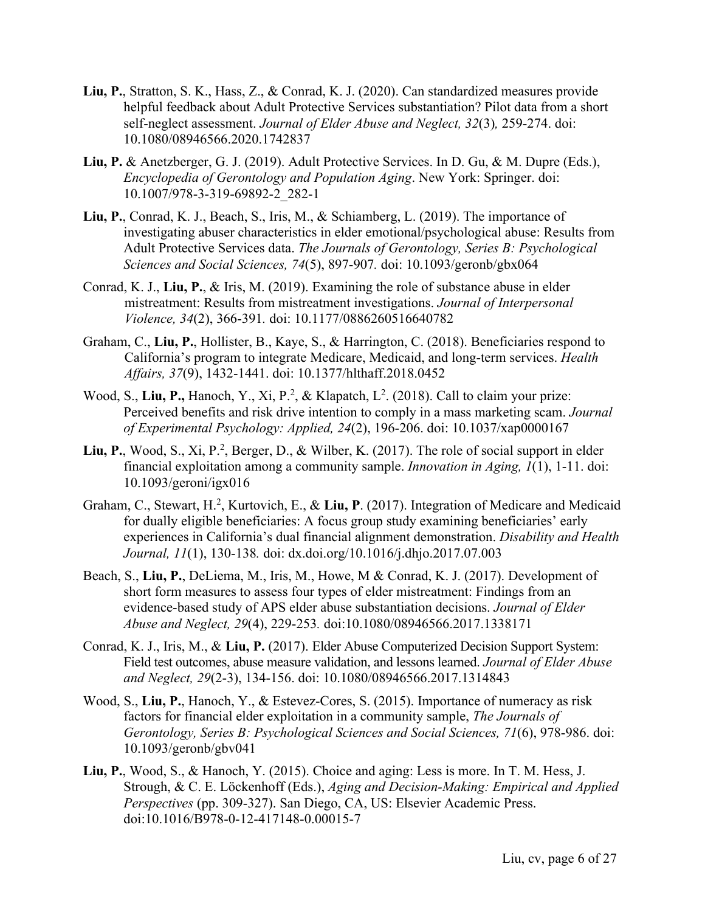**Liu, P.**, Stratton, S. K., Hass, Z., & Conrad, K. J. (2020). Can standardized measures provide helpful feedback about Adult Protective Services substantiation? Pilot data from a short self-neglect assessment. *Journal of Elder Abuse and Neglect, 32*(3), 259-274. doi: 10.1080/08946566.2020.1742837

**Liu, P.** & Anetzberger, G. J. (2019). Adult Protective Services. In D. Gu, & M. Dupre (Eds.), *Encyclopedia of Gerontology and Population Aging*. New York: Springer. doi: 10.1007/978-3-319-69892-2_282-1

**Liu, P.**, Conrad, K. J., Beach, S., Iris, M., & Schiamberg, L. (2019). The importance of investigating abuser characteristics in elder emotional/psychological abuse: Results from Adult Protective Services data. *The Journals of Gerontology, Series B: Psychological Sciences and Social Sciences, 74*(5), 897-907. doi: 10.1093/geronb/gbx064

Conrad, K. J., **Liu, P.**, & Iris, M. (2019). Examining the role of substance abuse in elder mistreatment: Results from mistreatment investigations. *Journal of Interpersonal Violence, 34*(2), 366-391. doi: 10.1177/0886260516640782

Graham, C., **Liu, P.**, Hollister, B., Kaye, S., & Harrington, C. (2018). Beneficiaries respond to California's program to integrate Medicare, Medicaid, and long-term services. *Health Affairs, 37*(9), 1432-1441. doi: 10.1377/hlthaff.2018.0452

Wood, S., **Liu, P.,** Hanoch, Y., Xi, P.[2], & Klapatch, L[2]. (2018). Call to claim your prize: Perceived benefits and risk drive intention to comply in a mass marketing scam. *Journal of Experimental Psychology: Applied, 24*(2), 196-206. doi: 10.1037/xap0000167

**Liu, P.**, Wood, S., Xi, P.[2], Berger, D., & Wilber, K. (2017). The role of social support in elder financial exploitation among a community sample. *Innovation in Aging, 1*(1), 1-11. doi: 10.1093/geroni/igx016

Graham, C., Stewart, H.[2], Kurtovich, E., & **Liu, P**. (2017). Integration of Medicare and Medicaid for dually eligible beneficiaries: A focus group study examining beneficiaries' early experiences in California's dual financial alignment demonstration. *Disability and Health Journal, 11*(1), 130-138. doi: dx.doi.org/10.1016/j.dhjo.2017.07.003

Beach, S., **Liu, P.**, DeLiema, M., Iris, M., Howe, M & Conrad, K. J. (2017). Development of short form measures to assess four types of elder mistreatment: Findings from an evidence-based study of APS elder abuse substantiation decisions. *Journal of Elder Abuse and Neglect, 29*(4), 229-253. doi:10.1080/08946566.2017.1338171

Conrad, K. J., Iris, M., & **Liu, P.** (2017). Elder Abuse Computerized Decision Support System: Field test outcomes, abuse measure validation, and lessons learned. *Journal of Elder Abuse and Neglect, 29*(2-3), 134-156. doi: 10.1080/08946566.2017.1314843

Wood, S., **Liu, P.**, Hanoch, Y., & Estevez-Cores, S. (2015). Importance of numeracy as risk factors for financial elder exploitation in a community sample, *The Journals of Gerontology, Series B: Psychological Sciences and Social Sciences, 71*(6), 978-986. doi: 10.1093/geronb/gbv041

**Liu, P.**, Wood, S., & Hanoch, Y. (2015). Choice and aging: Less is more. In T. M. Hess, J. Strough, & C. E. Löckenhoff (Eds.), *Aging and Decision-Making: Empirical and Applied Perspectives* (pp. 309-327). San Diego, CA, US: Elsevier Academic Press. doi:10.1016/B978-0-12-417148-0.00015-7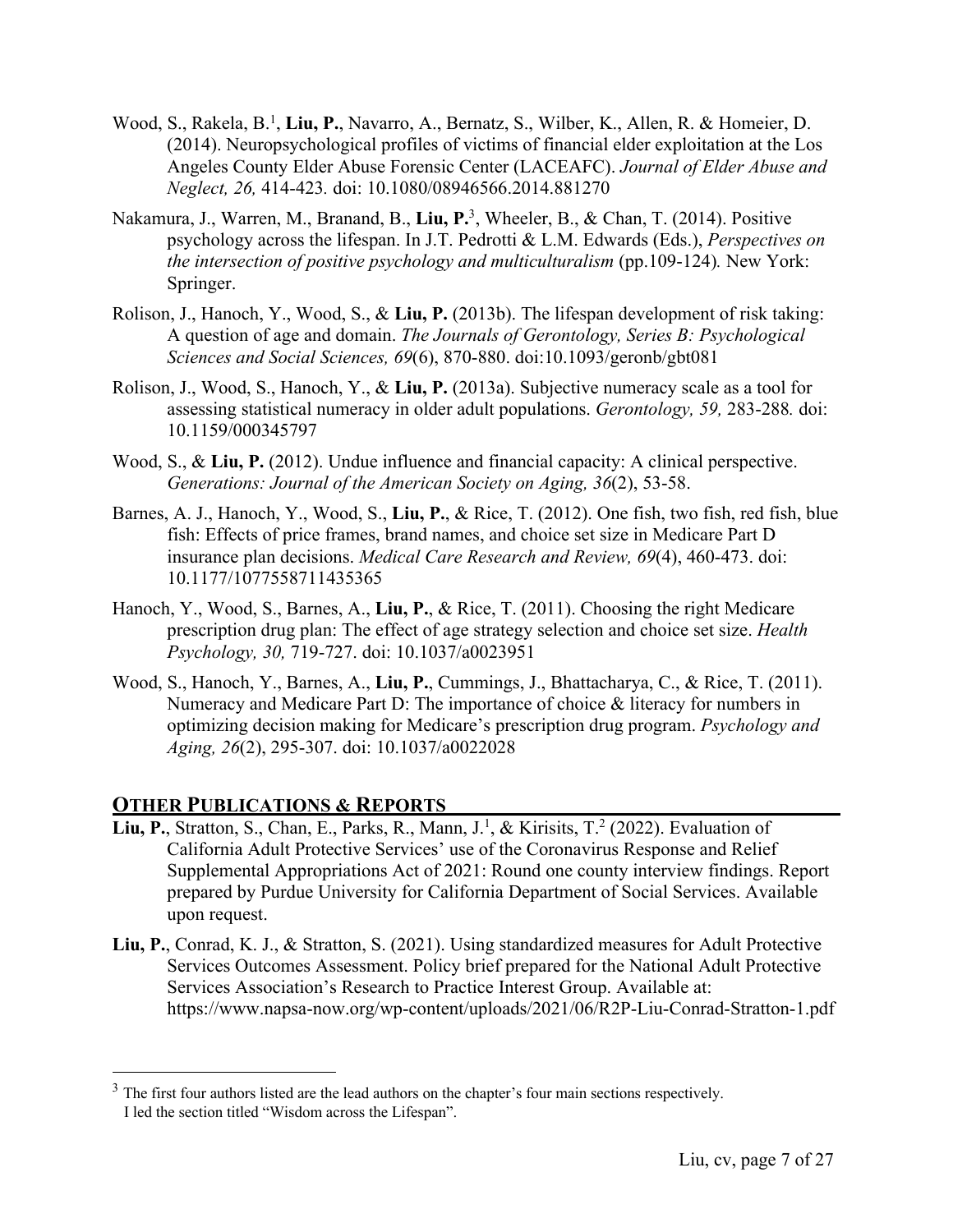Wood, S., Rakela, B.[1], **Liu, P.**, Navarro, A., Bernatz, S., Wilber, K., Allen, R. & Homeier, D. (2014). Neuropsychological profiles of victims of financial elder exploitation at the Los Angeles County Elder Abuse Forensic Center (LACEAFC). *Journal of Elder Abuse and Neglect, 26,* 414-423. doi: 10.1080/08946566.2014.881270

Nakamura, J., Warren, M., Branand, B., **Liu, P.**[3], Wheeler, B., & Chan, T. (2014). Positive psychology across the lifespan. In J.T. Pedrotti & L.M. Edwards (Eds.), *Perspectives on the intersection of positive psychology and multiculturalism* (pp.109-124)*.* New York: Springer.

Rolison, J., Hanoch, Y., Wood, S., & **Liu, P.** (2013b). The lifespan development of risk taking: A question of age and domain. *The Journals of Gerontology, Series B: Psychological Sciences and Social Sciences, 69*(6), 870-880. doi:10.1093/geronb/gbt081

Rolison, J., Wood, S., Hanoch, Y., & **Liu, P.** (2013a). Subjective numeracy scale as a tool for assessing statistical numeracy in older adult populations. *Gerontology, 59,* 283-288*.* doi: 10.1159/000345797

Wood, S., & **Liu, P.** (2012). Undue influence and financial capacity: A clinical perspective. *Generations: Journal of the American Society on Aging, 36*(2), 53-58.

Barnes, A. J., Hanoch, Y., Wood, S., **Liu, P.**, & Rice, T. (2012). One fish, two fish, red fish, blue fish: Effects of price frames, brand names, and choice set size in Medicare Part D insurance plan decisions. *Medical Care Research and Review, 69*(4), 460-473. doi: 10.1177/1077558711435365

Hanoch, Y., Wood, S., Barnes, A., **Liu, P.**, & Rice, T. (2011). Choosing the right Medicare prescription drug plan: The effect of age strategy selection and choice set size. *Health Psychology, 30,* 719-727. doi: 10.1037/a0023951

Wood, S., Hanoch, Y., Barnes, A., **Liu, P.**, Cummings, J., Bhattacharya, C., & Rice, T. (2011). Numeracy and Medicare Part D: The importance of choice & literacy for numbers in optimizing decision making for Medicare's prescription drug program. *Psychology and Aging, 26*(2), 295-307. doi: 10.1037/a0022028

## OTHER PUBLICATIONS & REPORTS

**Liu, P.**, Stratton, S., Chan, E., Parks, R., Mann, J.[1], & Kirisits, T.[2] (2022). Evaluation of California Adult Protective Services' use of the Coronavirus Response and Relief Supplemental Appropriations Act of 2021: Round one county interview findings. Report prepared by Purdue University for California Department of Social Services. Available upon request.

**Liu, P.**, Conrad, K. J., & Stratton, S. (2021). Using standardized measures for Adult Protective Services Outcomes Assessment. Policy brief prepared for the National Adult Protective Services Association's Research to Practice Interest Group. Available at: https://www.napsa-now.org/wp-content/uploads/2021/06/R2P-Liu-Conrad-Stratton-1.pdf

---

[3] The first four authors listed are the lead authors on the chapter's four main sections respectively. I led the section titled "Wisdom across the Lifespan".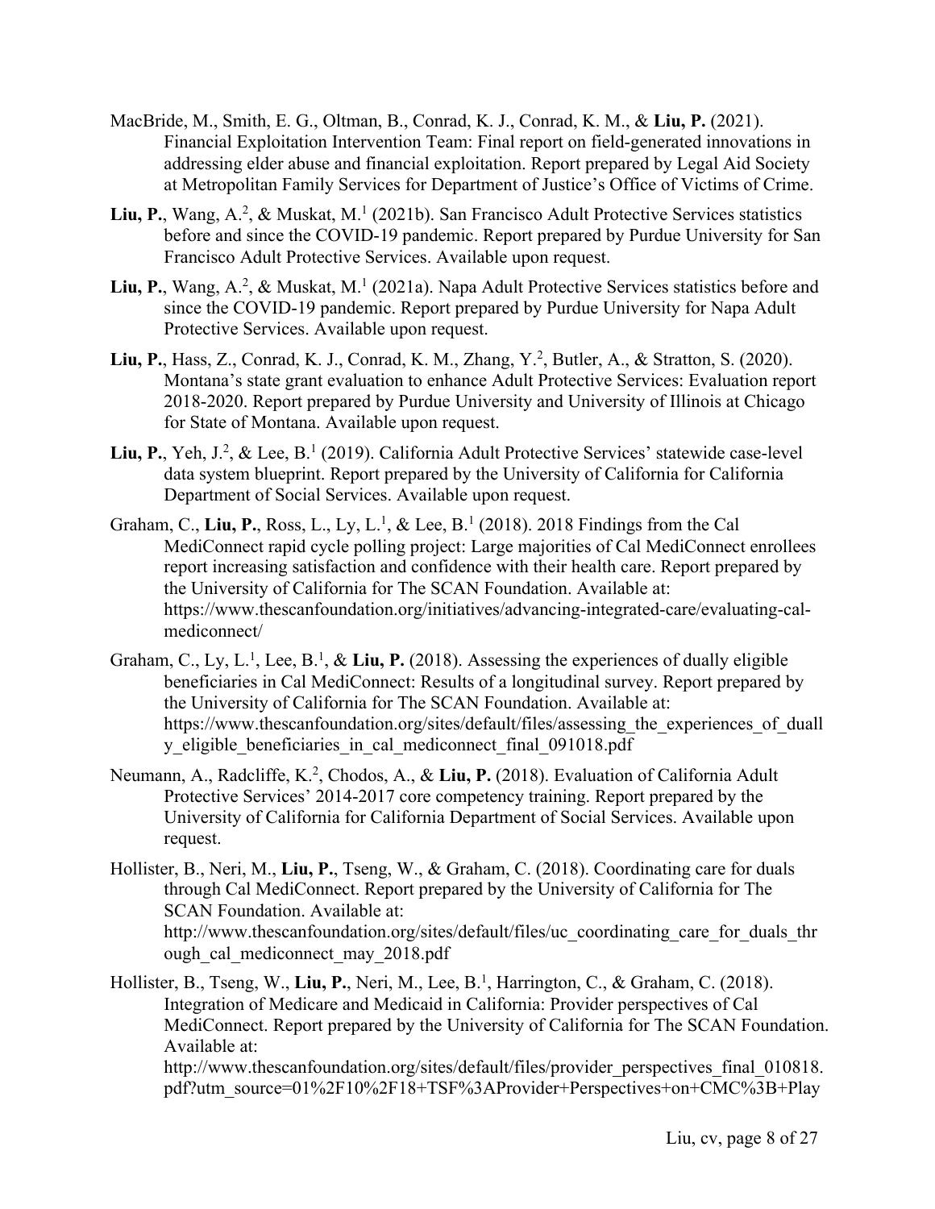MacBride, M., Smith, E. G., Oltman, B., Conrad, K. J., Conrad, K. M., & **Liu, P.** (2021). Financial Exploitation Intervention Team: Final report on field-generated innovations in addressing elder abuse and financial exploitation. Report prepared by Legal Aid Society at Metropolitan Family Services for Department of Justice's Office of Victims of Crime.

**Liu, P.**, Wang, A.[2], & Muskat, M.[1] (2021b). San Francisco Adult Protective Services statistics before and since the COVID-19 pandemic. Report prepared by Purdue University for San Francisco Adult Protective Services. Available upon request.

**Liu, P.**, Wang, A.[2], & Muskat, M.[1] (2021a). Napa Adult Protective Services statistics before and since the COVID-19 pandemic. Report prepared by Purdue University for Napa Adult Protective Services. Available upon request.

**Liu, P.**, Hass, Z., Conrad, K. J., Conrad, K. M., Zhang, Y.[2], Butler, A., & Stratton, S. (2020). Montana's state grant evaluation to enhance Adult Protective Services: Evaluation report 2018-2020. Report prepared by Purdue University and University of Illinois at Chicago for State of Montana. Available upon request.

**Liu, P.**, Yeh, J.[2], & Lee, B.[1] (2019). California Adult Protective Services' statewide case-level data system blueprint. Report prepared by the University of California for California Department of Social Services. Available upon request.

Graham, C., **Liu, P.**, Ross, L., Ly, L.[1], & Lee, B.[1] (2018). 2018 Findings from the Cal MediConnect rapid cycle polling project: Large majorities of Cal MediConnect enrollees report increasing satisfaction and confidence with their health care. Report prepared by the University of California for The SCAN Foundation. Available at: https://www.thescanfoundation.org/initiatives/advancing-integrated-care/evaluating-cal-mediconnect/

Graham, C., Ly, L.[1], Lee, B.[1], & **Liu, P.** (2018). Assessing the experiences of dually eligible beneficiaries in Cal MediConnect: Results of a longitudinal survey. Report prepared by the University of California for The SCAN Foundation. Available at: https://www.thescanfoundation.org/sites/default/files/assessing_the_experiences_of_dually_eligible_beneficiaries_in_cal_mediconnect_final_091018.pdf

Neumann, A., Radcliffe, K.[2], Chodos, A., & **Liu, P.** (2018). Evaluation of California Adult Protective Services' 2014-2017 core competency training. Report prepared by the University of California for California Department of Social Services. Available upon request.

Hollister, B., Neri, M., **Liu, P.**, Tseng, W., & Graham, C. (2018). Coordinating care for duals through Cal MediConnect. Report prepared by the University of California for The SCAN Foundation. Available at: http://www.thescanfoundation.org/sites/default/files/uc_coordinating_care_for_duals_through_cal_mediconnect_may_2018.pdf

Hollister, B., Tseng, W., **Liu, P.**, Neri, M., Lee, B.[1], Harrington, C., & Graham, C. (2018). Integration of Medicare and Medicaid in California: Provider perspectives of Cal MediConnect. Report prepared by the University of California for The SCAN Foundation. Available at: http://www.thescanfoundation.org/sites/default/files/provider_perspectives_final_010818.pdf?utm_source=01%2F10%2F18+TSF%3AProvider+Perspectives+on+CMC%3B+Play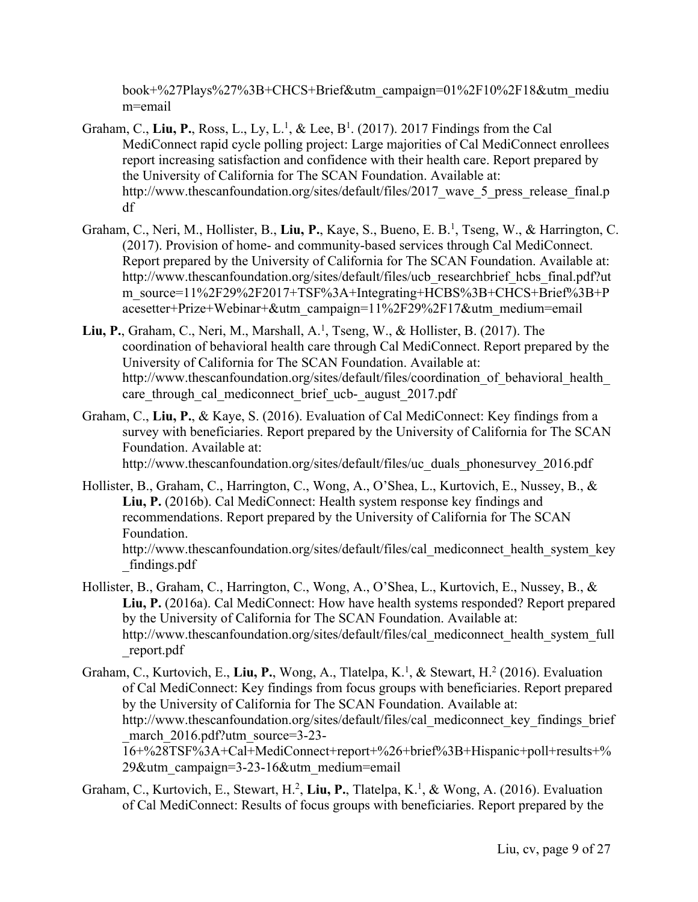book+%27Plays%27%3B+CHCS+Brief&utm_campaign=01%2F10%2F18&utm_medium=email

Graham, C., **Liu, P.**, Ross, L., Ly, L.[1], & Lee, B[1]. (2017). 2017 Findings from the Cal MediConnect rapid cycle polling project: Large majorities of Cal MediConnect enrollees report increasing satisfaction and confidence with their health care. Report prepared by the University of California for The SCAN Foundation. Available at: http://www.thescanfoundation.org/sites/default/files/2017_wave_5_press_release_final.pdf

Graham, C., Neri, M., Hollister, B., **Liu, P.**, Kaye, S., Bueno, E. B.[1], Tseng, W., & Harrington, C. (2017). Provision of home- and community-based services through Cal MediConnect. Report prepared by the University of California for The SCAN Foundation. Available at: http://www.thescanfoundation.org/sites/default/files/ucb_researchbrief_hcbs_final.pdf?utm_source=11%2F29%2F2017+TSF%3A+Integrating+HCBS%3B+CHCS+Brief%3B+Pacesetter+Prize+Webinar+&utm_campaign=11%2F29%2F17&utm_medium=email

**Liu, P.**, Graham, C., Neri, M., Marshall, A.[1], Tseng, W., & Hollister, B. (2017). The coordination of behavioral health care through Cal MediConnect. Report prepared by the University of California for The SCAN Foundation. Available at: http://www.thescanfoundation.org/sites/default/files/coordination_of_behavioral_health_care_through_cal_mediconnect_brief_ucb-_august_2017.pdf

Graham, C., **Liu, P.**, & Kaye, S. (2016). Evaluation of Cal MediConnect: Key findings from a survey with beneficiaries. Report prepared by the University of California for The SCAN Foundation. Available at: http://www.thescanfoundation.org/sites/default/files/uc_duals_phonesurvey_2016.pdf

Hollister, B., Graham, C., Harrington, C., Wong, A., O'Shea, L., Kurtovich, E., Nussey, B., & **Liu, P.** (2016b). Cal MediConnect: Health system response key findings and recommendations. Report prepared by the University of California for The SCAN Foundation. http://www.thescanfoundation.org/sites/default/files/cal_mediconnect_health_system_key_findings.pdf

Hollister, B., Graham, C., Harrington, C., Wong, A., O'Shea, L., Kurtovich, E., Nussey, B., & **Liu, P.** (2016a). Cal MediConnect: How have health systems responded? Report prepared by the University of California for The SCAN Foundation. Available at: http://www.thescanfoundation.org/sites/default/files/cal_mediconnect_health_system_full_report.pdf

Graham, C., Kurtovich, E., **Liu, P.**, Wong, A., Tlatelpa, K.[1], & Stewart, H.[2] (2016). Evaluation of Cal MediConnect: Key findings from focus groups with beneficiaries. Report prepared by the University of California for The SCAN Foundation. Available at: http://www.thescanfoundation.org/sites/default/files/cal_mediconnect_key_findings_brief_march_2016.pdf?utm_source=3-23-16+%28TSF%3A+Cal+MediConnect+report+%26+brief%3B+Hispanic+poll+results+%29&utm_campaign=3-23-16&utm_medium=email

Graham, C., Kurtovich, E., Stewart, H.[2], **Liu, P.**, Tlatelpa, K.[1], & Wong, A. (2016). Evaluation of Cal MediConnect: Results of focus groups with beneficiaries. Report prepared by the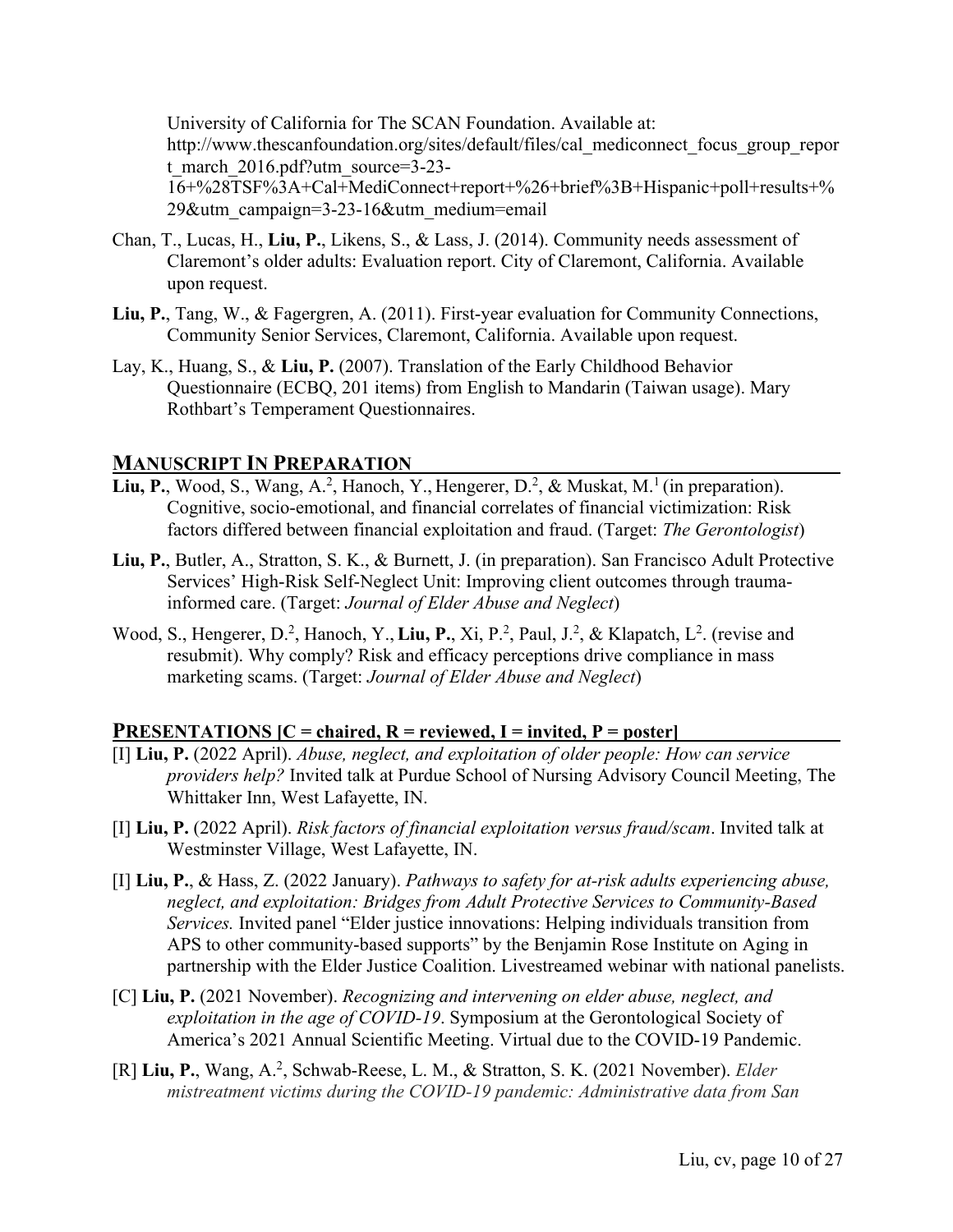University of California for The SCAN Foundation. Available at: http://www.thescanfoundation.org/sites/default/files/cal_mediconnect_focus_group_report_march_2016.pdf?utm_source=3-23-16+%28TSF%3A+Cal+MediConnect+report+%26+brief%3B+Hispanic+poll+results+%29&utm_campaign=3-23-16&utm_medium=email

Chan, T., Lucas, H., **Liu, P.**, Likens, S., & Lass, J. (2014). Community needs assessment of Claremont's older adults: Evaluation report. City of Claremont, California. Available upon request.

**Liu, P.**, Tang, W., & Fagergren, A. (2011). First-year evaluation for Community Connections, Community Senior Services, Claremont, California. Available upon request.

Lay, K., Huang, S., & **Liu, P.** (2007). Translation of the Early Childhood Behavior Questionnaire (ECBQ, 201 items) from English to Mandarin (Taiwan usage). Mary Rothbart's Temperament Questionnaires.

## MANUSCRIPT IN PREPARATION

**Liu, P.**, Wood, S., Wang, A.[2], Hanoch, Y., Hengerer, D.[2], & Muskat, M.[1] (in preparation). Cognitive, socio-emotional, and financial correlates of financial victimization: Risk factors differed between financial exploitation and fraud. (Target: *The Gerontologist*)

**Liu, P.**, Butler, A., Stratton, S. K., & Burnett, J. (in preparation). San Francisco Adult Protective Services' High-Risk Self-Neglect Unit: Improving client outcomes through trauma-informed care. (Target: *Journal of Elder Abuse and Neglect*)

Wood, S., Hengerer, D.[2], Hanoch, Y., **Liu, P.**, Xi, P.[2], Paul, J.[2], & Klapatch, L[2]. (revise and resubmit). Why comply? Risk and efficacy perceptions drive compliance in mass marketing scams. (Target: *Journal of Elder Abuse and Neglect*)

## PRESENTATIONS [C = chaired, R = reviewed, I = invited, P = poster]

[I] **Liu, P.** (2022 April). *Abuse, neglect, and exploitation of older people: How can service providers help?* Invited talk at Purdue School of Nursing Advisory Council Meeting, The Whittaker Inn, West Lafayette, IN.

[I] **Liu, P.** (2022 April). *Risk factors of financial exploitation versus fraud/scam*. Invited talk at Westminster Village, West Lafayette, IN.

[I] **Liu, P.**, & Hass, Z. (2022 January). *Pathways to safety for at-risk adults experiencing abuse, neglect, and exploitation: Bridges from Adult Protective Services to Community-Based Services.* Invited panel "Elder justice innovations: Helping individuals transition from APS to other community-based supports" by the Benjamin Rose Institute on Aging in partnership with the Elder Justice Coalition. Livestreamed webinar with national panelists.

[C] **Liu, P.** (2021 November). *Recognizing and intervening on elder abuse, neglect, and exploitation in the age of COVID-19*. Symposium at the Gerontological Society of America's 2021 Annual Scientific Meeting. Virtual due to the COVID-19 Pandemic.

[R] **Liu, P.**, Wang, A.[2], Schwab-Reese, L. M., & Stratton, S. K. (2021 November). *Elder mistreatment victims during the COVID-19 pandemic: Administrative data from San*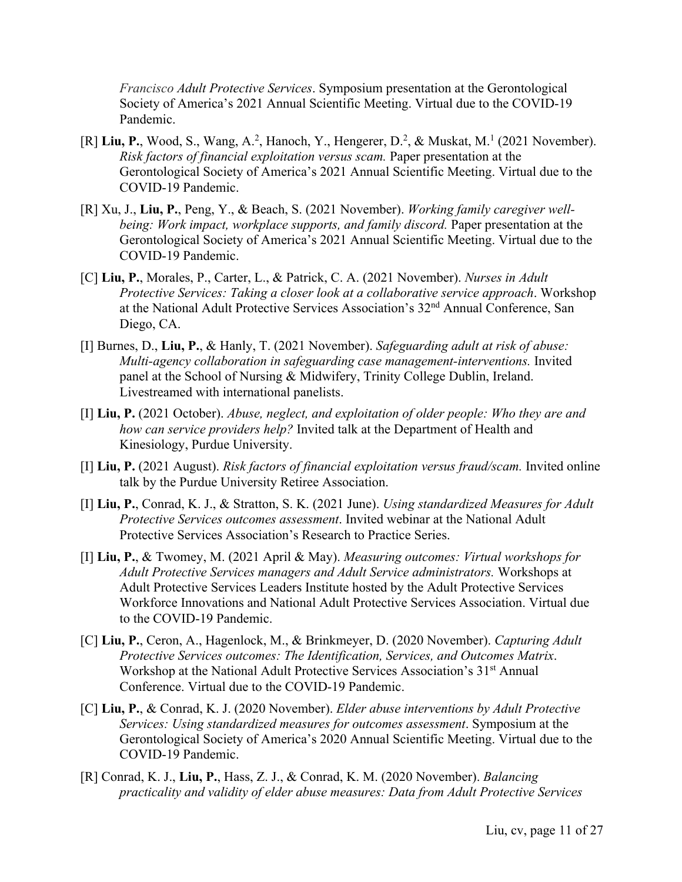*Francisco Adult Protective Services*. Symposium presentation at the Gerontological Society of America's 2021 Annual Scientific Meeting. Virtual due to the COVID-19 Pandemic.

[R] **Liu, P.**, Wood, S., Wang, A.[2], Hanoch, Y., Hengerer, D.[2], & Muskat, M.[1] (2021 November). *Risk factors of financial exploitation versus scam.* Paper presentation at the Gerontological Society of America's 2021 Annual Scientific Meeting. Virtual due to the COVID-19 Pandemic.

[R] Xu, J., **Liu, P.**, Peng, Y., & Beach, S. (2021 November). *Working family caregiver well-being: Work impact, workplace supports, and family discord.* Paper presentation at the Gerontological Society of America's 2021 Annual Scientific Meeting. Virtual due to the COVID-19 Pandemic.

[C] **Liu, P.**, Morales, P., Carter, L., & Patrick, C. A. (2021 November). *Nurses in Adult Protective Services: Taking a closer look at a collaborative service approach*. Workshop at the National Adult Protective Services Association's 32nd Annual Conference, San Diego, CA.

[I] Burnes, D., **Liu, P.**, & Hanly, T. (2021 November). *Safeguarding adult at risk of abuse: Multi-agency collaboration in safeguarding case management-interventions.* Invited panel at the School of Nursing & Midwifery, Trinity College Dublin, Ireland. Livestreamed with international panelists.

[I] **Liu, P.** (2021 October). *Abuse, neglect, and exploitation of older people: Who they are and how can service providers help?* Invited talk at the Department of Health and Kinesiology, Purdue University.

[I] **Liu, P.** (2021 August). *Risk factors of financial exploitation versus fraud/scam.* Invited online talk by the Purdue University Retiree Association.

[I] **Liu, P.**, Conrad, K. J., & Stratton, S. K. (2021 June). *Using standardized Measures for Adult Protective Services outcomes assessment*. Invited webinar at the National Adult Protective Services Association's Research to Practice Series.

[I] **Liu, P.**, & Twomey, M. (2021 April & May). *Measuring outcomes: Virtual workshops for Adult Protective Services managers and Adult Service administrators.* Workshops at Adult Protective Services Leaders Institute hosted by the Adult Protective Services Workforce Innovations and National Adult Protective Services Association. Virtual due to the COVID-19 Pandemic.

[C] **Liu, P.**, Ceron, A., Hagenlock, M., & Brinkmeyer, D. (2020 November). *Capturing Adult Protective Services outcomes: The Identification, Services, and Outcomes Matrix*. Workshop at the National Adult Protective Services Association's 31st Annual Conference. Virtual due to the COVID-19 Pandemic.

[C] **Liu, P.**, & Conrad, K. J. (2020 November). *Elder abuse interventions by Adult Protective Services: Using standardized measures for outcomes assessment*. Symposium at the Gerontological Society of America's 2020 Annual Scientific Meeting. Virtual due to the COVID-19 Pandemic.

[R] Conrad, K. J., **Liu, P.**, Hass, Z. J., & Conrad, K. M. (2020 November). *Balancing practicality and validity of elder abuse measures: Data from Adult Protective Services*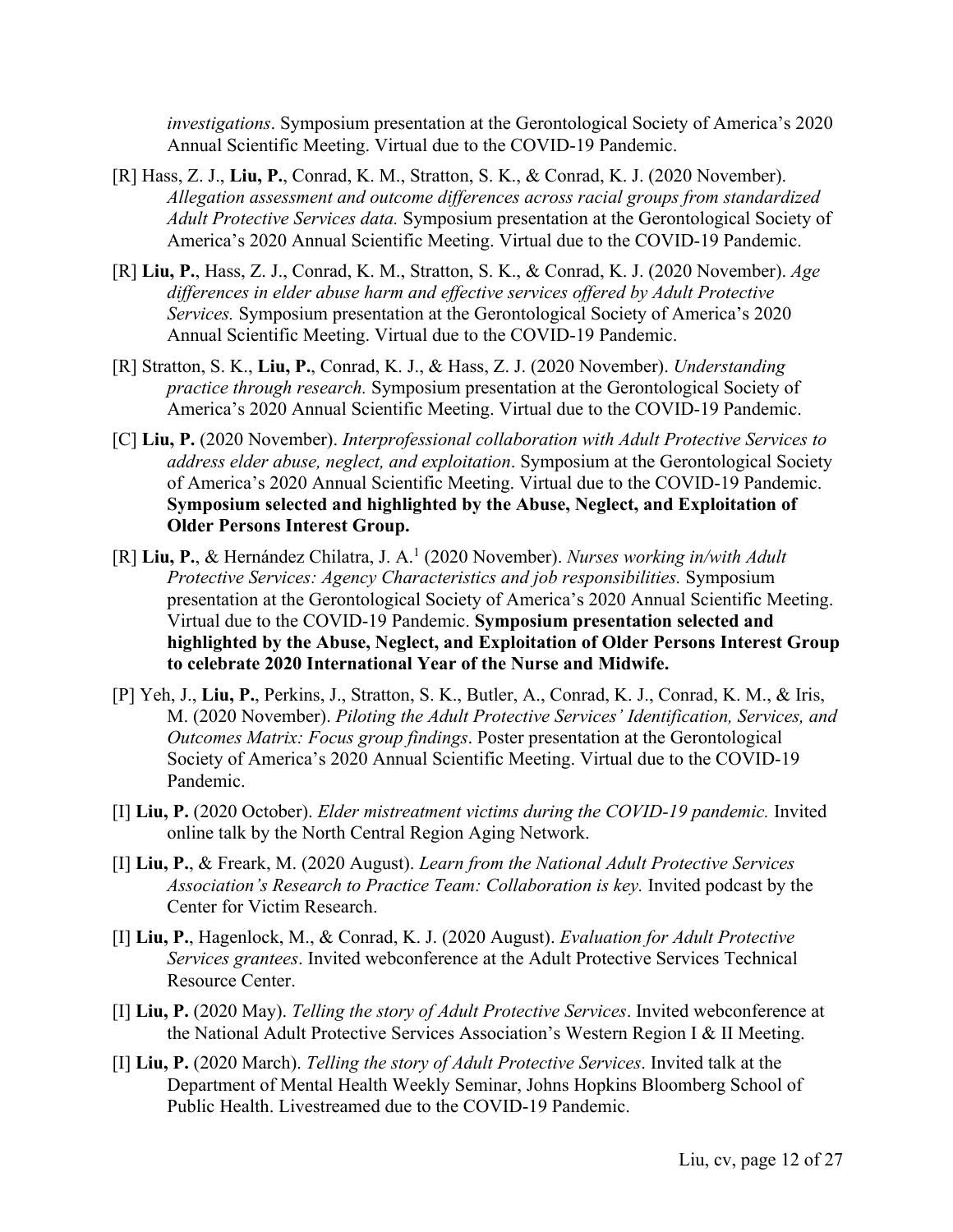*investigations*. Symposium presentation at the Gerontological Society of America's 2020 Annual Scientific Meeting. Virtual due to the COVID-19 Pandemic.

[R] Hass, Z. J., **Liu, P.**, Conrad, K. M., Stratton, S. K., & Conrad, K. J. (2020 November). *Allegation assessment and outcome differences across racial groups from standardized Adult Protective Services data.* Symposium presentation at the Gerontological Society of America's 2020 Annual Scientific Meeting. Virtual due to the COVID-19 Pandemic.

[R] **Liu, P.**, Hass, Z. J., Conrad, K. M., Stratton, S. K., & Conrad, K. J. (2020 November). *Age differences in elder abuse harm and effective services offered by Adult Protective Services.* Symposium presentation at the Gerontological Society of America's 2020 Annual Scientific Meeting. Virtual due to the COVID-19 Pandemic.

[R] Stratton, S. K., **Liu, P.**, Conrad, K. J., & Hass, Z. J. (2020 November). *Understanding practice through research.* Symposium presentation at the Gerontological Society of America's 2020 Annual Scientific Meeting. Virtual due to the COVID-19 Pandemic.

[C] **Liu, P.** (2020 November). *Interprofessional collaboration with Adult Protective Services to address elder abuse, neglect, and exploitation*. Symposium at the Gerontological Society of America's 2020 Annual Scientific Meeting. Virtual due to the COVID-19 Pandemic. **Symposium selected and highlighted by the Abuse, Neglect, and Exploitation of Older Persons Interest Group.**

[R] **Liu, P.**, & Hernández Chilatra, J. A.[1] (2020 November). *Nurses working in/with Adult Protective Services: Agency Characteristics and job responsibilities.* Symposium presentation at the Gerontological Society of America's 2020 Annual Scientific Meeting. Virtual due to the COVID-19 Pandemic. **Symposium presentation selected and highlighted by the Abuse, Neglect, and Exploitation of Older Persons Interest Group to celebrate 2020 International Year of the Nurse and Midwife.**

[P] Yeh, J., **Liu, P.**, Perkins, J., Stratton, S. K., Butler, A., Conrad, K. J., Conrad, K. M., & Iris, M. (2020 November). *Piloting the Adult Protective Services' Identification, Services, and Outcomes Matrix: Focus group findings*. Poster presentation at the Gerontological Society of America's 2020 Annual Scientific Meeting. Virtual due to the COVID-19 Pandemic.

[I] **Liu, P.** (2020 October). *Elder mistreatment victims during the COVID-19 pandemic.* Invited online talk by the North Central Region Aging Network.

[I] **Liu, P.**, & Freark, M. (2020 August). *Learn from the National Adult Protective Services Association's Research to Practice Team: Collaboration is key.* Invited podcast by the Center for Victim Research.

[I] **Liu, P.**, Hagenlock, M., & Conrad, K. J. (2020 August). *Evaluation for Adult Protective Services grantees*. Invited webconference at the Adult Protective Services Technical Resource Center.

[I] **Liu, P.** (2020 May). *Telling the story of Adult Protective Services*. Invited webconference at the National Adult Protective Services Association's Western Region I & II Meeting.

[I] **Liu, P.** (2020 March). *Telling the story of Adult Protective Services*. Invited talk at the Department of Mental Health Weekly Seminar, Johns Hopkins Bloomberg School of Public Health. Livestreamed due to the COVID-19 Pandemic.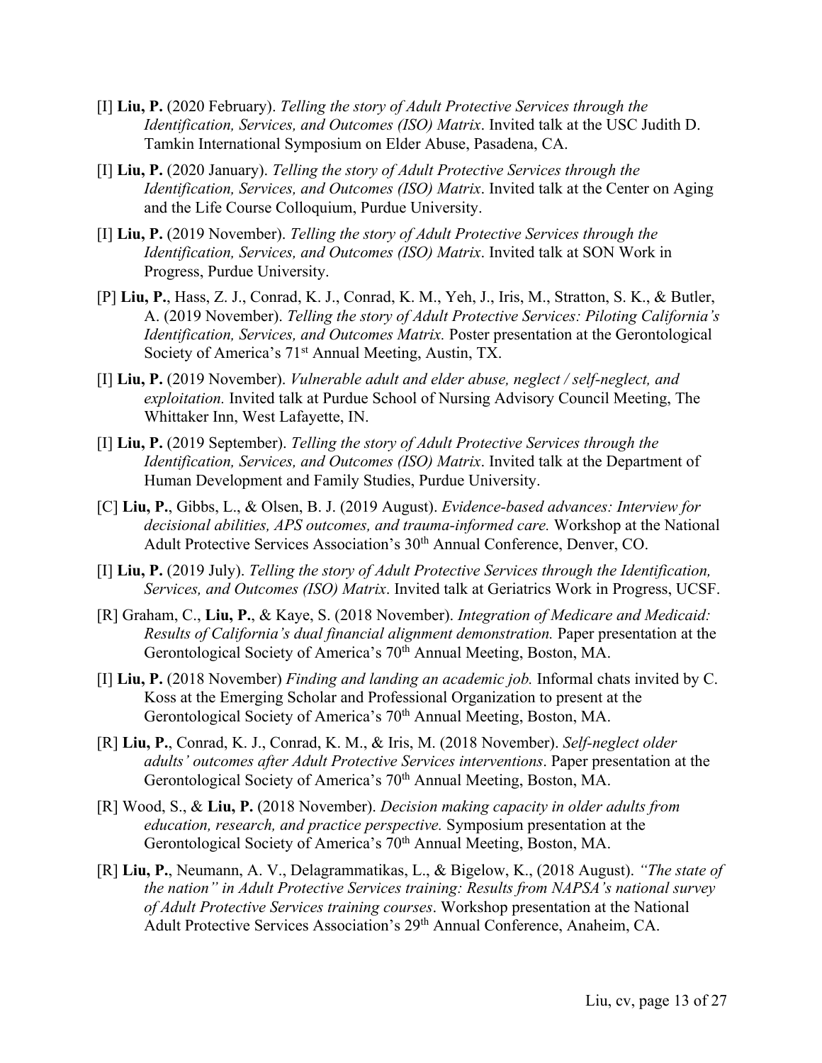[I] **Liu, P.** (2020 February). *Telling the story of Adult Protective Services through the Identification, Services, and Outcomes (ISO) Matrix*. Invited talk at the USC Judith D. Tamkin International Symposium on Elder Abuse, Pasadena, CA.

[I] **Liu, P.** (2020 January). *Telling the story of Adult Protective Services through the Identification, Services, and Outcomes (ISO) Matrix*. Invited talk at the Center on Aging and the Life Course Colloquium, Purdue University.

[I] **Liu, P.** (2019 November). *Telling the story of Adult Protective Services through the Identification, Services, and Outcomes (ISO) Matrix*. Invited talk at SON Work in Progress, Purdue University.

[P] **Liu, P.**, Hass, Z. J., Conrad, K. J., Conrad, K. M., Yeh, J., Iris, M., Stratton, S. K., & Butler, A. (2019 November). *Telling the story of Adult Protective Services: Piloting California's Identification, Services, and Outcomes Matrix.* Poster presentation at the Gerontological Society of America's 71st Annual Meeting, Austin, TX.

[I] **Liu, P.** (2019 November). *Vulnerable adult and elder abuse, neglect / self-neglect, and exploitation.* Invited talk at Purdue School of Nursing Advisory Council Meeting, The Whittaker Inn, West Lafayette, IN.

[I] **Liu, P.** (2019 September). *Telling the story of Adult Protective Services through the Identification, Services, and Outcomes (ISO) Matrix*. Invited talk at the Department of Human Development and Family Studies, Purdue University.

[C] **Liu, P.**, Gibbs, L., & Olsen, B. J. (2019 August). *Evidence-based advances: Interview for decisional abilities, APS outcomes, and trauma-informed care.* Workshop at the National Adult Protective Services Association's 30th Annual Conference, Denver, CO.

[I] **Liu, P.** (2019 July). *Telling the story of Adult Protective Services through the Identification, Services, and Outcomes (ISO) Matrix*. Invited talk at Geriatrics Work in Progress, UCSF.

[R] Graham, C., **Liu, P.**, & Kaye, S. (2018 November). *Integration of Medicare and Medicaid: Results of California's dual financial alignment demonstration.* Paper presentation at the Gerontological Society of America's 70th Annual Meeting, Boston, MA.

[I] **Liu, P.** (2018 November) *Finding and landing an academic job.* Informal chats invited by C. Koss at the Emerging Scholar and Professional Organization to present at the Gerontological Society of America's 70th Annual Meeting, Boston, MA.

[R] **Liu, P.**, Conrad, K. J., Conrad, K. M., & Iris, M. (2018 November). *Self-neglect older adults' outcomes after Adult Protective Services interventions*. Paper presentation at the Gerontological Society of America's 70th Annual Meeting, Boston, MA.

[R] Wood, S., & **Liu, P.** (2018 November). *Decision making capacity in older adults from education, research, and practice perspective.* Symposium presentation at the Gerontological Society of America's 70th Annual Meeting, Boston, MA.

[R] **Liu, P.**, Neumann, A. V., Delagrammatikas, L., & Bigelow, K., (2018 August). *"The state of the nation" in Adult Protective Services training: Results from NAPSA's national survey of Adult Protective Services training courses*. Workshop presentation at the National Adult Protective Services Association's 29th Annual Conference, Anaheim, CA.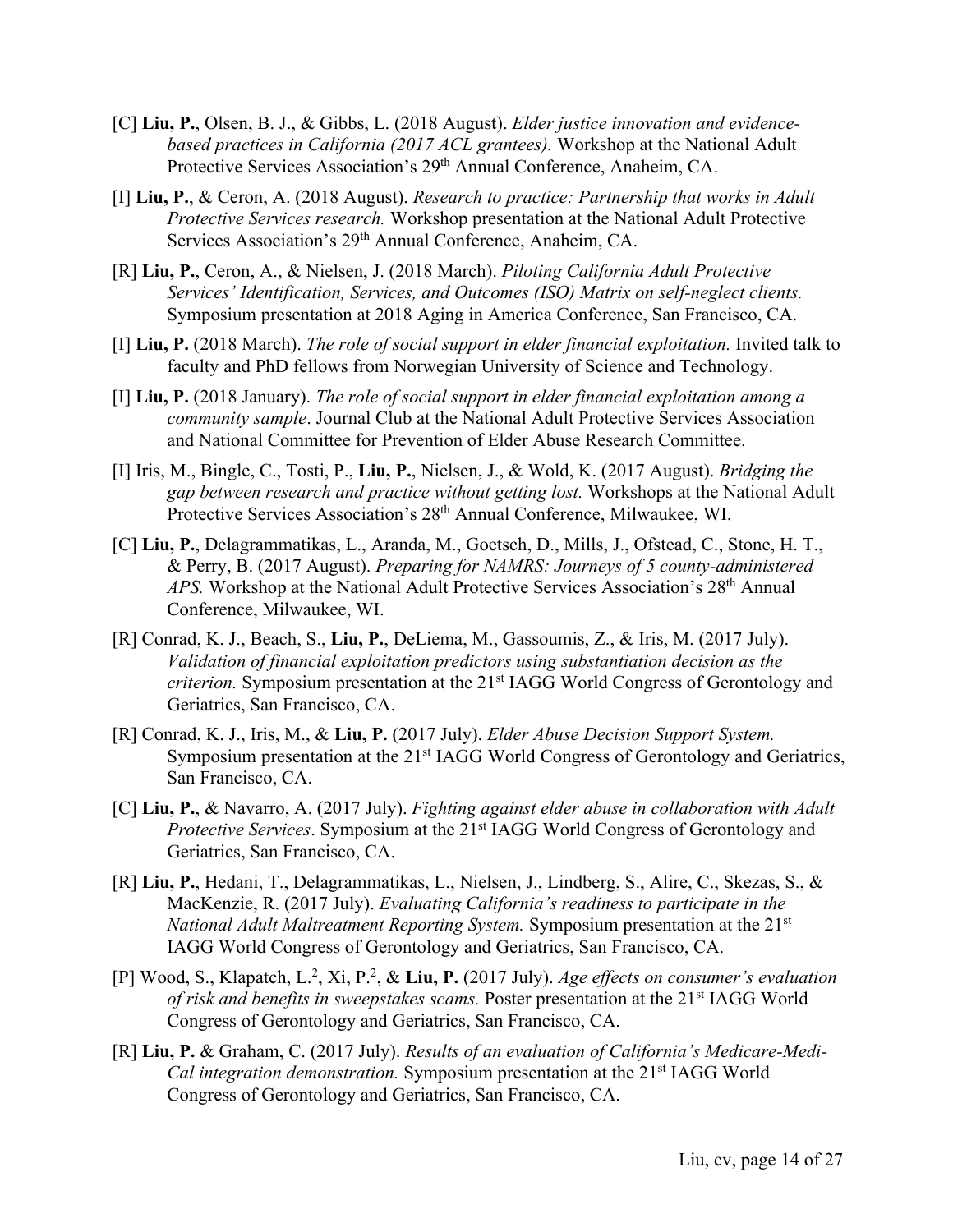[C] **Liu, P.**, Olsen, B. J., & Gibbs, L. (2018 August). *Elder justice innovation and evidence-based practices in California (2017 ACL grantees).* Workshop at the National Adult Protective Services Association's 29th Annual Conference, Anaheim, CA.

[I] **Liu, P.**, & Ceron, A. (2018 August). *Research to practice: Partnership that works in Adult Protective Services research.* Workshop presentation at the National Adult Protective Services Association's 29th Annual Conference, Anaheim, CA.

[R] **Liu, P.**, Ceron, A., & Nielsen, J. (2018 March). *Piloting California Adult Protective Services' Identification, Services, and Outcomes (ISO) Matrix on self-neglect clients.* Symposium presentation at 2018 Aging in America Conference, San Francisco, CA.

[I] **Liu, P.** (2018 March). *The role of social support in elder financial exploitation.* Invited talk to faculty and PhD fellows from Norwegian University of Science and Technology.

[I] **Liu, P.** (2018 January). *The role of social support in elder financial exploitation among a community sample*. Journal Club at the National Adult Protective Services Association and National Committee for Prevention of Elder Abuse Research Committee.

[I] Iris, M., Bingle, C., Tosti, P., **Liu, P.**, Nielsen, J., & Wold, K. (2017 August). *Bridging the gap between research and practice without getting lost.* Workshops at the National Adult Protective Services Association's 28th Annual Conference, Milwaukee, WI.

[C] **Liu, P.**, Delagrammatikas, L., Aranda, M., Goetsch, D., Mills, J., Ofstead, C., Stone, H. T., & Perry, B. (2017 August). *Preparing for NAMRS: Journeys of 5 county-administered APS.* Workshop at the National Adult Protective Services Association's 28th Annual Conference, Milwaukee, WI.

[R] Conrad, K. J., Beach, S., **Liu, P.**, DeLiema, M., Gassoumis, Z., & Iris, M. (2017 July). *Validation of financial exploitation predictors using substantiation decision as the criterion.* Symposium presentation at the 21st IAGG World Congress of Gerontology and Geriatrics, San Francisco, CA.

[R] Conrad, K. J., Iris, M., & **Liu, P.** (2017 July). *Elder Abuse Decision Support System.* Symposium presentation at the 21st IAGG World Congress of Gerontology and Geriatrics, San Francisco, CA.

[C] **Liu, P.**, & Navarro, A. (2017 July). *Fighting against elder abuse in collaboration with Adult Protective Services*. Symposium at the 21st IAGG World Congress of Gerontology and Geriatrics, San Francisco, CA.

[R] **Liu, P.**, Hedani, T., Delagrammatikas, L., Nielsen, J., Lindberg, S., Alire, C., Skezas, S., & MacKenzie, R. (2017 July). *Evaluating California's readiness to participate in the National Adult Maltreatment Reporting System.* Symposium presentation at the 21st IAGG World Congress of Gerontology and Geriatrics, San Francisco, CA.

[P] Wood, S., Klapatch, L.[2], Xi, P.[2], & **Liu, P.** (2017 July). *Age effects on consumer's evaluation of risk and benefits in sweepstakes scams.* Poster presentation at the 21st IAGG World Congress of Gerontology and Geriatrics, San Francisco, CA.

[R] **Liu, P.** & Graham, C. (2017 July). *Results of an evaluation of California's Medicare-Medi-Cal integration demonstration.* Symposium presentation at the 21st IAGG World Congress of Gerontology and Geriatrics, San Francisco, CA.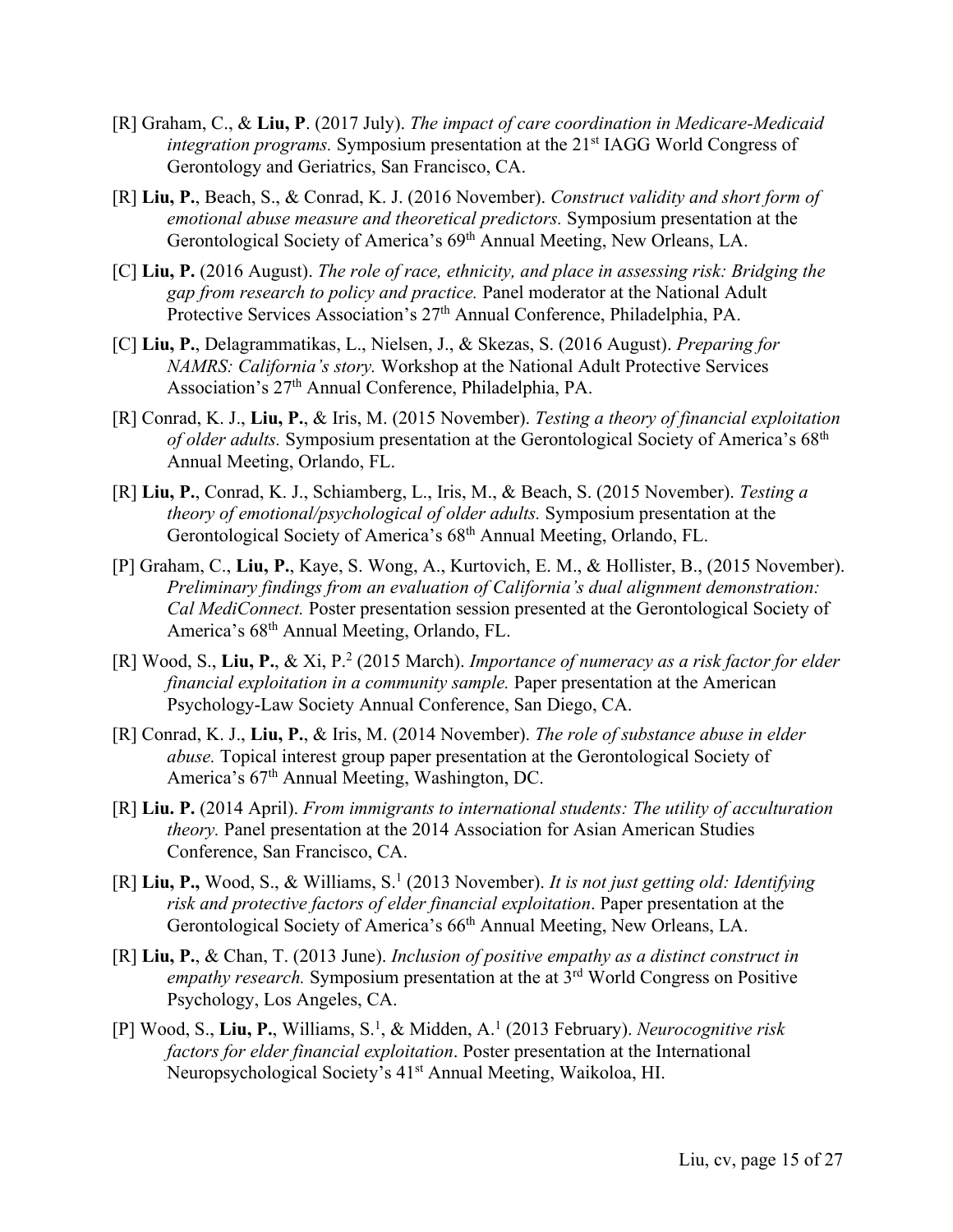[R] Graham, C., & **Liu, P**. (2017 July). *The impact of care coordination in Medicare-Medicaid integration programs.* Symposium presentation at the 21st IAGG World Congress of Gerontology and Geriatrics, San Francisco, CA.

[R] **Liu, P.**, Beach, S., & Conrad, K. J. (2016 November). *Construct validity and short form of emotional abuse measure and theoretical predictors.* Symposium presentation at the Gerontological Society of America's 69th Annual Meeting, New Orleans, LA.

[C] **Liu, P.** (2016 August). *The role of race, ethnicity, and place in assessing risk: Bridging the gap from research to policy and practice.* Panel moderator at the National Adult Protective Services Association's 27th Annual Conference, Philadelphia, PA.

[C] **Liu, P.**, Delagrammatikas, L., Nielsen, J., & Skezas, S. (2016 August). *Preparing for NAMRS: California's story.* Workshop at the National Adult Protective Services Association's 27th Annual Conference, Philadelphia, PA.

[R] Conrad, K. J., **Liu, P.**, & Iris, M. (2015 November). *Testing a theory of financial exploitation of older adults.* Symposium presentation at the Gerontological Society of America's 68th Annual Meeting, Orlando, FL.

[R] **Liu, P.**, Conrad, K. J., Schiamberg, L., Iris, M., & Beach, S. (2015 November). *Testing a theory of emotional/psychological of older adults.* Symposium presentation at the Gerontological Society of America's 68th Annual Meeting, Orlando, FL.

[P] Graham, C., **Liu, P.**, Kaye, S. Wong, A., Kurtovich, E. M., & Hollister, B., (2015 November). *Preliminary findings from an evaluation of California's dual alignment demonstration: Cal MediConnect.* Poster presentation session presented at the Gerontological Society of America's 68th Annual Meeting, Orlando, FL.

[R] Wood, S., **Liu, P.**, & Xi, P.[2] (2015 March). *Importance of numeracy as a risk factor for elder financial exploitation in a community sample.* Paper presentation at the American Psychology-Law Society Annual Conference, San Diego, CA.

[R] Conrad, K. J., **Liu, P.**, & Iris, M. (2014 November). *The role of substance abuse in elder abuse.* Topical interest group paper presentation at the Gerontological Society of America's 67th Annual Meeting, Washington, DC.

[R] **Liu. P.** (2014 April). *From immigrants to international students: The utility of acculturation theory.* Panel presentation at the 2014 Association for Asian American Studies Conference, San Francisco, CA.

[R] **Liu, P.,** Wood, S., & Williams, S.[1] (2013 November). *It is not just getting old: Identifying risk and protective factors of elder financial exploitation*. Paper presentation at the Gerontological Society of America's 66th Annual Meeting, New Orleans, LA.

[R] **Liu, P.**, & Chan, T. (2013 June). *Inclusion of positive empathy as a distinct construct in empathy research.* Symposium presentation at the at 3rd World Congress on Positive Psychology, Los Angeles, CA.

[P] Wood, S., **Liu, P.**, Williams, S.[1], & Midden, A.[1] (2013 February). *Neurocognitive risk factors for elder financial exploitation*. Poster presentation at the International Neuropsychological Society's 41st Annual Meeting, Waikoloa, HI.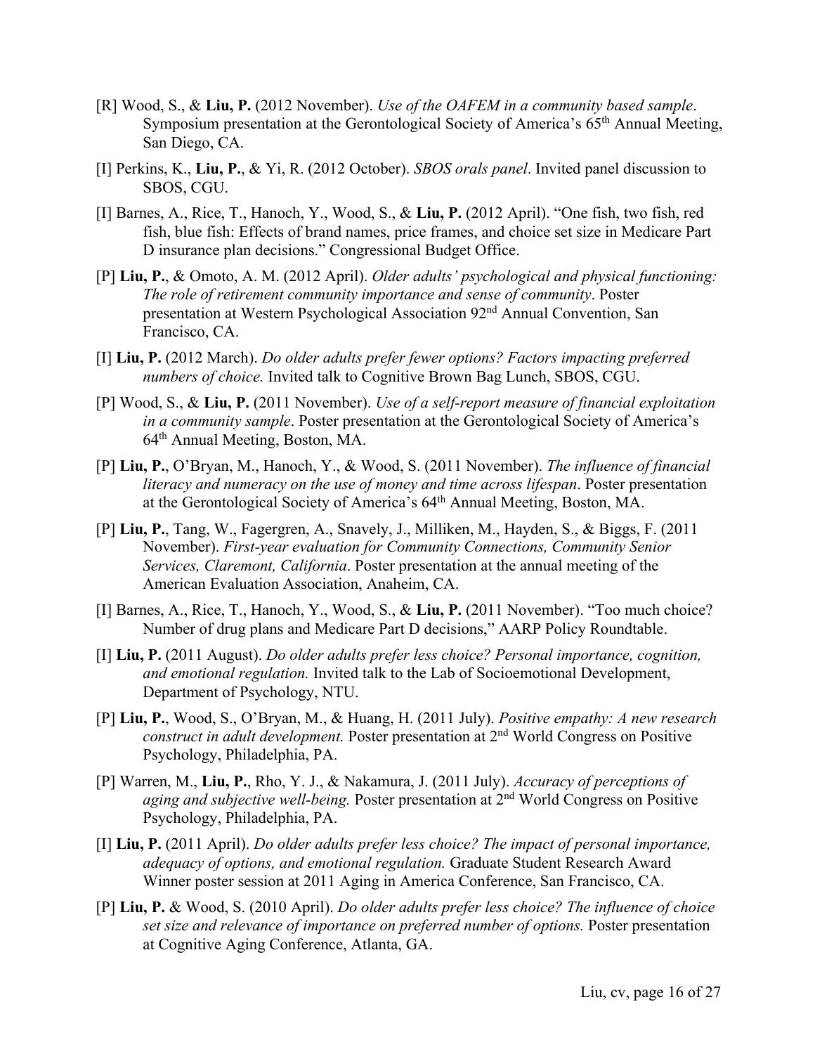[R] Wood, S., & **Liu, P.** (2012 November). *Use of the OAFEM in a community based sample*. Symposium presentation at the Gerontological Society of America's 65th Annual Meeting, San Diego, CA.

[I] Perkins, K., **Liu, P.**, & Yi, R. (2012 October). *SBOS orals panel*. Invited panel discussion to SBOS, CGU.

[I] Barnes, A., Rice, T., Hanoch, Y., Wood, S., & **Liu, P.** (2012 April). "One fish, two fish, red fish, blue fish: Effects of brand names, price frames, and choice set size in Medicare Part D insurance plan decisions." Congressional Budget Office.

[P] **Liu, P.**, & Omoto, A. M. (2012 April). *Older adults' psychological and physical functioning: The role of retirement community importance and sense of community*. Poster presentation at Western Psychological Association 92nd Annual Convention, San Francisco, CA.

[I] **Liu, P.** (2012 March). *Do older adults prefer fewer options? Factors impacting preferred numbers of choice.* Invited talk to Cognitive Brown Bag Lunch, SBOS, CGU.

[P] Wood, S., & **Liu, P.** (2011 November). *Use of a self-report measure of financial exploitation in a community sample*. Poster presentation at the Gerontological Society of America's 64th Annual Meeting, Boston, MA.

[P] **Liu, P.**, O'Bryan, M., Hanoch, Y., & Wood, S. (2011 November). *The influence of financial literacy and numeracy on the use of money and time across lifespan*. Poster presentation at the Gerontological Society of America's 64th Annual Meeting, Boston, MA.

[P] **Liu, P.**, Tang, W., Fagergren, A., Snavely, J., Milliken, M., Hayden, S., & Biggs, F. (2011 November). *First-year evaluation for Community Connections, Community Senior Services, Claremont, California*. Poster presentation at the annual meeting of the American Evaluation Association, Anaheim, CA.

[I] Barnes, A., Rice, T., Hanoch, Y., Wood, S., & **Liu, P.** (2011 November). "Too much choice? Number of drug plans and Medicare Part D decisions," AARP Policy Roundtable.

[I] **Liu, P.** (2011 August). *Do older adults prefer less choice? Personal importance, cognition, and emotional regulation.* Invited talk to the Lab of Socioemotional Development, Department of Psychology, NTU.

[P] **Liu, P.**, Wood, S., O'Bryan, M., & Huang, H. (2011 July). *Positive empathy: A new research construct in adult development.* Poster presentation at 2nd World Congress on Positive Psychology, Philadelphia, PA.

[P] Warren, M., **Liu, P.**, Rho, Y. J., & Nakamura, J. (2011 July). *Accuracy of perceptions of aging and subjective well-being.* Poster presentation at 2nd World Congress on Positive Psychology, Philadelphia, PA.

[I] **Liu, P.** (2011 April). *Do older adults prefer less choice? The impact of personal importance, adequacy of options, and emotional regulation.* Graduate Student Research Award Winner poster session at 2011 Aging in America Conference, San Francisco, CA.

[P] **Liu, P.** & Wood, S. (2010 April). *Do older adults prefer less choice? The influence of choice set size and relevance of importance on preferred number of options.* Poster presentation at Cognitive Aging Conference, Atlanta, GA.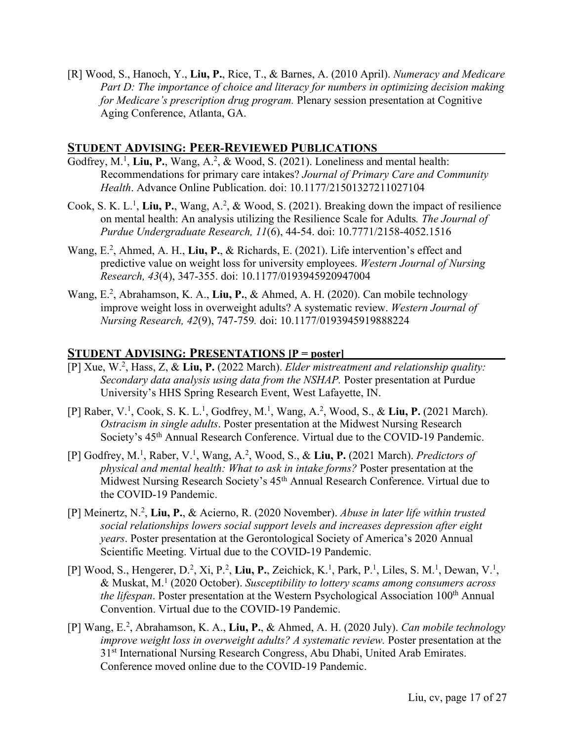[R] Wood, S., Hanoch, Y., **Liu, P.**, Rice, T., & Barnes, A. (2010 April). *Numeracy and Medicare Part D: The importance of choice and literacy for numbers in optimizing decision making for Medicare's prescription drug program.* Plenary session presentation at Cognitive Aging Conference, Atlanta, GA.

## STUDENT ADVISING: PEER-REVIEWED PUBLICATIONS

Godfrey, M.[1], **Liu, P.**, Wang, A.[2], & Wood, S. (2021). Loneliness and mental health: Recommendations for primary care intakes? *Journal of Primary Care and Community Health*. Advance Online Publication. doi: 10.1177/21501327211027104

Cook, S. K. L.[1], **Liu, P.**, Wang, A.[2], & Wood, S. (2021). Breaking down the impact of resilience on mental health: An analysis utilizing the Resilience Scale for Adults*. The Journal of Purdue Undergraduate Research, 11*(6), 44-54. doi: 10.7771/2158-4052.1516

Wang, E.[2], Ahmed, A. H., **Liu, P.**, & Richards, E. (2021). Life intervention's effect and predictive value on weight loss for university employees. *Western Journal of Nursing Research, 43*(4), 347-355. doi: 10.1177/0193945920947004

Wang, E.[2], Abrahamson, K. A., **Liu, P.**, & Ahmed, A. H. (2020). Can mobile technology improve weight loss in overweight adults? A systematic review. *Western Journal of Nursing Research, 42*(9), 747-759. doi: 10.1177/0193945919888224

## STUDENT ADVISING: PRESENTATIONS [P = poster]

[P] Xue, W.[2], Hass, Z, & **Liu, P.** (2022 March). *Elder mistreatment and relationship quality: Secondary data analysis using data from the NSHAP.* Poster presentation at Purdue University's HHS Spring Research Event, West Lafayette, IN.

[P] Raber, V.[1], Cook, S. K. L.[1], Godfrey, M.[1], Wang, A.[2], Wood, S., & **Liu, P.** (2021 March). *Ostracism in single adults*. Poster presentation at the Midwest Nursing Research Society's 45th Annual Research Conference. Virtual due to the COVID-19 Pandemic.

[P] Godfrey, M.[1], Raber, V.[1], Wang, A.[2], Wood, S., & **Liu, P.** (2021 March). *Predictors of physical and mental health: What to ask in intake forms?* Poster presentation at the Midwest Nursing Research Society's 45th Annual Research Conference. Virtual due to the COVID-19 Pandemic.

[P] Meinertz, N.[2], **Liu, P.**, & Acierno, R. (2020 November). *Abuse in later life within trusted social relationships lowers social support levels and increases depression after eight years*. Poster presentation at the Gerontological Society of America's 2020 Annual Scientific Meeting. Virtual due to the COVID-19 Pandemic.

[P] Wood, S., Hengerer, D.[2], Xi, P.[2], **Liu, P.**, Zeichick, K.[1], Park, P.[1], Liles, S. M.[1], Dewan, V.[1], & Muskat, M.[1] (2020 October). *Susceptibility to lottery scams among consumers across the lifespan*. Poster presentation at the Western Psychological Association 100th Annual Convention. Virtual due to the COVID-19 Pandemic.

[P] Wang, E.[2], Abrahamson, K. A., **Liu, P.**, & Ahmed, A. H. (2020 July). *Can mobile technology improve weight loss in overweight adults? A systematic review.* Poster presentation at the 31st International Nursing Research Congress, Abu Dhabi, United Arab Emirates. Conference moved online due to the COVID-19 Pandemic.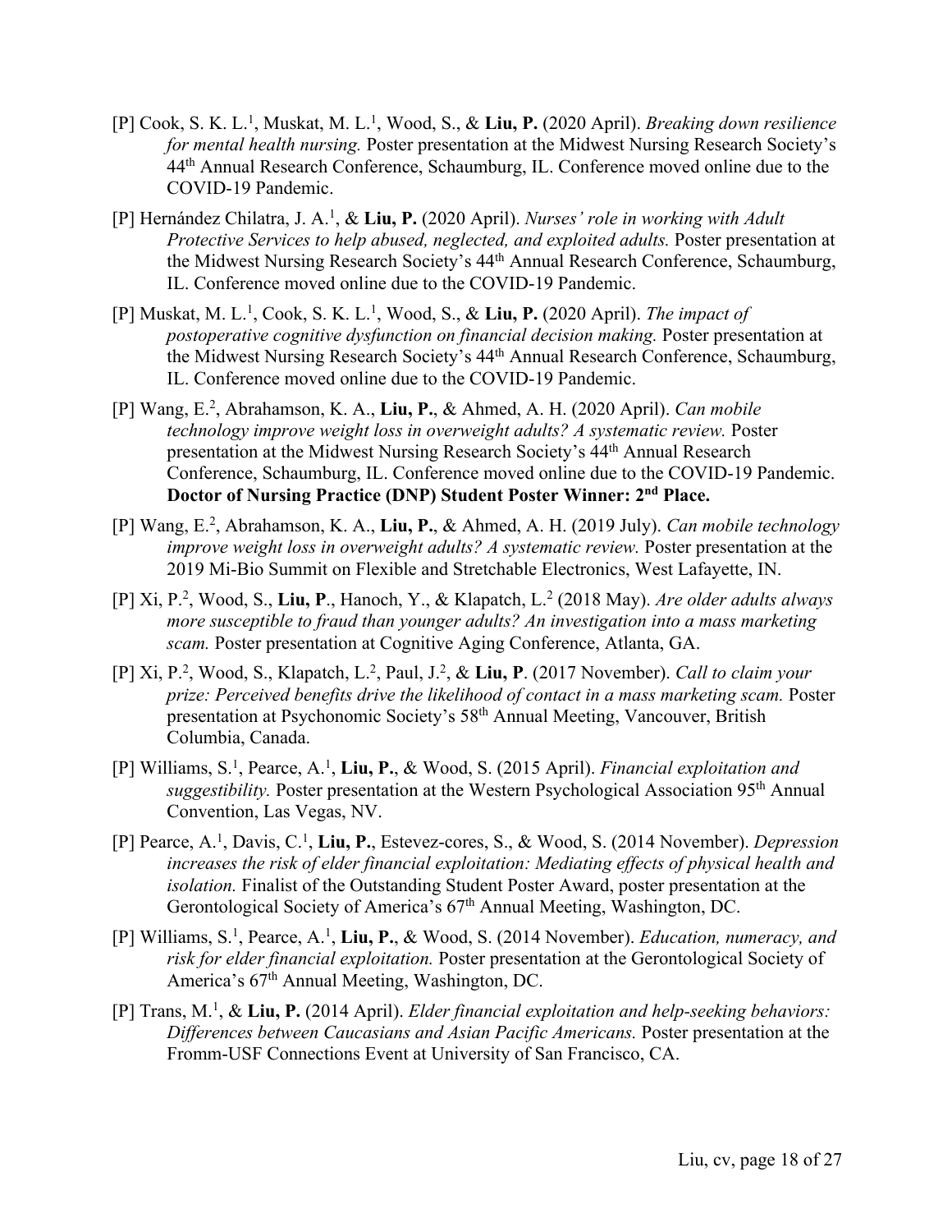[P] Cook, S. K. L.[1], Muskat, M. L.[1], Wood, S., & **Liu, P.** (2020 April). *Breaking down resilience for mental health nursing.* Poster presentation at the Midwest Nursing Research Society's 44th Annual Research Conference, Schaumburg, IL. Conference moved online due to the COVID-19 Pandemic.

[P] Hernández Chilatra, J. A.[1], & **Liu, P.** (2020 April). *Nurses' role in working with Adult Protective Services to help abused, neglected, and exploited adults.* Poster presentation at the Midwest Nursing Research Society's 44th Annual Research Conference, Schaumburg, IL. Conference moved online due to the COVID-19 Pandemic.

[P] Muskat, M. L.[1], Cook, S. K. L.[1], Wood, S., & **Liu, P.** (2020 April). *The impact of postoperative cognitive dysfunction on financial decision making.* Poster presentation at the Midwest Nursing Research Society's 44th Annual Research Conference, Schaumburg, IL. Conference moved online due to the COVID-19 Pandemic.

[P] Wang, E.[2], Abrahamson, K. A., **Liu, P.**, & Ahmed, A. H. (2020 April). *Can mobile technology improve weight loss in overweight adults? A systematic review.* Poster presentation at the Midwest Nursing Research Society's 44th Annual Research Conference, Schaumburg, IL. Conference moved online due to the COVID-19 Pandemic. **Doctor of Nursing Practice (DNP) Student Poster Winner: 2nd Place.**

[P] Wang, E.[2], Abrahamson, K. A., **Liu, P.**, & Ahmed, A. H. (2019 July). *Can mobile technology improve weight loss in overweight adults? A systematic review.* Poster presentation at the 2019 Mi-Bio Summit on Flexible and Stretchable Electronics, West Lafayette, IN.

[P] Xi, P.[2], Wood, S., **Liu, P**., Hanoch, Y., & Klapatch, L.[2] (2018 May). *Are older adults always more susceptible to fraud than younger adults? An investigation into a mass marketing scam.* Poster presentation at Cognitive Aging Conference, Atlanta, GA.

[P] Xi, P.[2], Wood, S., Klapatch, L.[2], Paul, J.[2], & **Liu, P**. (2017 November). *Call to claim your prize: Perceived benefits drive the likelihood of contact in a mass marketing scam.* Poster presentation at Psychonomic Society's 58th Annual Meeting, Vancouver, British Columbia, Canada.

[P] Williams, S.[1], Pearce, A.[1], **Liu, P.**, & Wood, S. (2015 April). *Financial exploitation and suggestibility.* Poster presentation at the Western Psychological Association 95th Annual Convention, Las Vegas, NV.

[P] Pearce, A.[1], Davis, C.[1], **Liu, P.**, Estevez-cores, S., & Wood, S. (2014 November). *Depression increases the risk of elder financial exploitation: Mediating effects of physical health and isolation.* Finalist of the Outstanding Student Poster Award, poster presentation at the Gerontological Society of America's 67th Annual Meeting, Washington, DC.

[P] Williams, S.[1], Pearce, A.[1], **Liu, P.**, & Wood, S. (2014 November). *Education, numeracy, and risk for elder financial exploitation.* Poster presentation at the Gerontological Society of America's 67th Annual Meeting, Washington, DC.

[P] Trans, M.[1], & **Liu, P.** (2014 April). *Elder financial exploitation and help-seeking behaviors: Differences between Caucasians and Asian Pacific Americans.* Poster presentation at the Fromm-USF Connections Event at University of San Francisco, CA.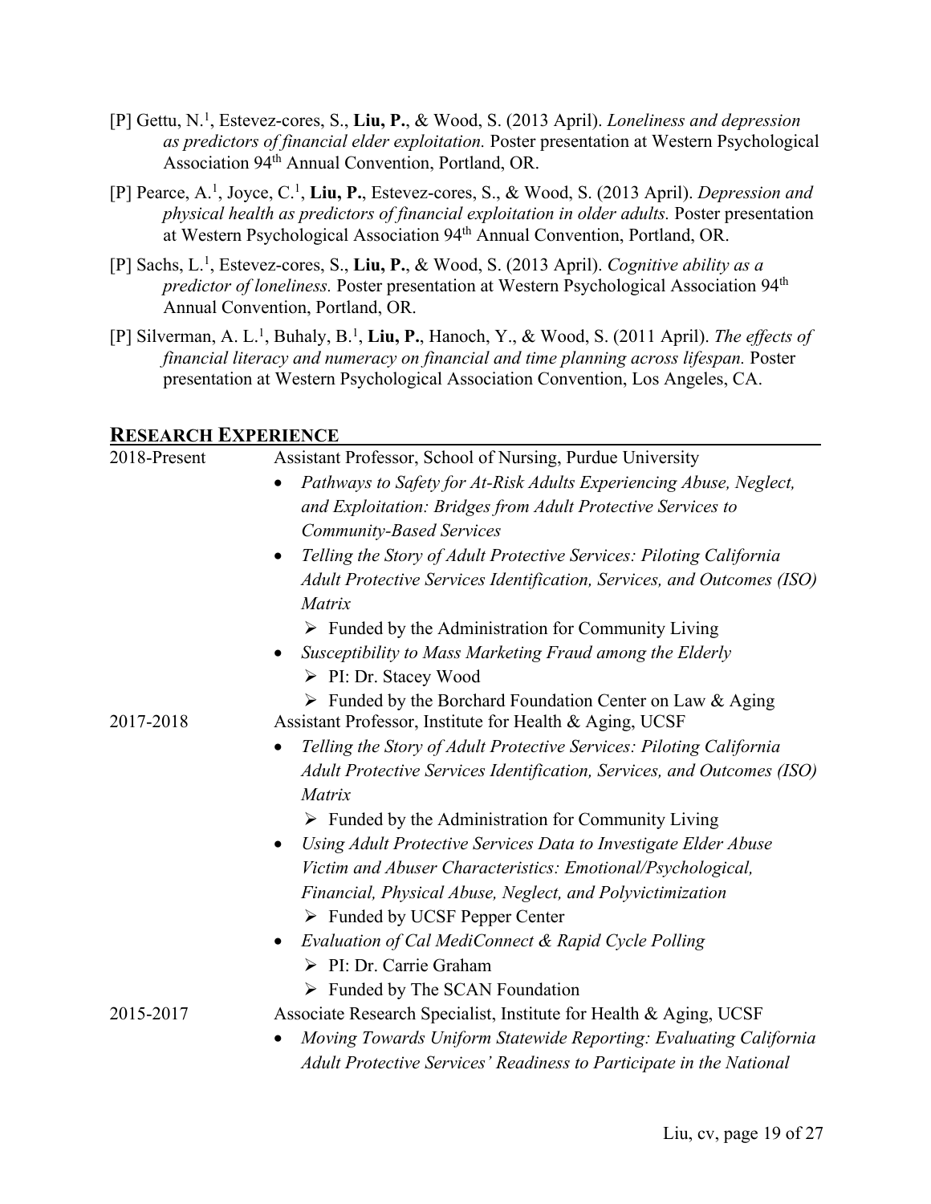[P] Gettu, N.[1], Estevez-cores, S., **Liu, P.**, & Wood, S. (2013 April). *Loneliness and depression as predictors of financial elder exploitation.* Poster presentation at Western Psychological Association 94th Annual Convention, Portland, OR.

[P] Pearce, A.[1], Joyce, C.[1], **Liu, P.**, Estevez-cores, S., & Wood, S. (2013 April). *Depression and physical health as predictors of financial exploitation in older adults.* Poster presentation at Western Psychological Association 94th Annual Convention, Portland, OR.

[P] Sachs, L.[1], Estevez-cores, S., **Liu, P.**, & Wood, S. (2013 April). *Cognitive ability as a predictor of loneliness.* Poster presentation at Western Psychological Association 94th Annual Convention, Portland, OR.

[P] Silverman, A. L.[1], Buhaly, B.[1], **Liu, P.**, Hanoch, Y., & Wood, S. (2011 April). *The effects of financial literacy and numeracy on financial and time planning across lifespan.* Poster presentation at Western Psychological Association Convention, Los Angeles, CA.

## RESEARCH EXPERIENCE

**2018-Present** — Assistant Professor, School of Nursing, Purdue University

- *Pathways to Safety for At-Risk Adults Experiencing Abuse, Neglect, and Exploitation: Bridges from Adult Protective Services to Community-Based Services*
- *Telling the Story of Adult Protective Services: Piloting California Adult Protective Services Identification, Services, and Outcomes (ISO) Matrix*
  - Funded by the Administration for Community Living
- *Susceptibility to Mass Marketing Fraud among the Elderly*
  - PI: Dr. Stacey Wood
  - Funded by the Borchard Foundation Center on Law & Aging

**2017-2018** — Assistant Professor, Institute for Health & Aging, UCSF

- *Telling the Story of Adult Protective Services: Piloting California Adult Protective Services Identification, Services, and Outcomes (ISO) Matrix*
  - Funded by the Administration for Community Living
- *Using Adult Protective Services Data to Investigate Elder Abuse Victim and Abuser Characteristics: Emotional/Psychological, Financial, Physical Abuse, Neglect, and Polyvictimization*
  - Funded by UCSF Pepper Center
- *Evaluation of Cal MediConnect & Rapid Cycle Polling*
  - PI: Dr. Carrie Graham
  - Funded by The SCAN Foundation

**2015-2017** — Associate Research Specialist, Institute for Health & Aging, UCSF

- *Moving Towards Uniform Statewide Reporting: Evaluating California Adult Protective Services' Readiness to Participate in the National*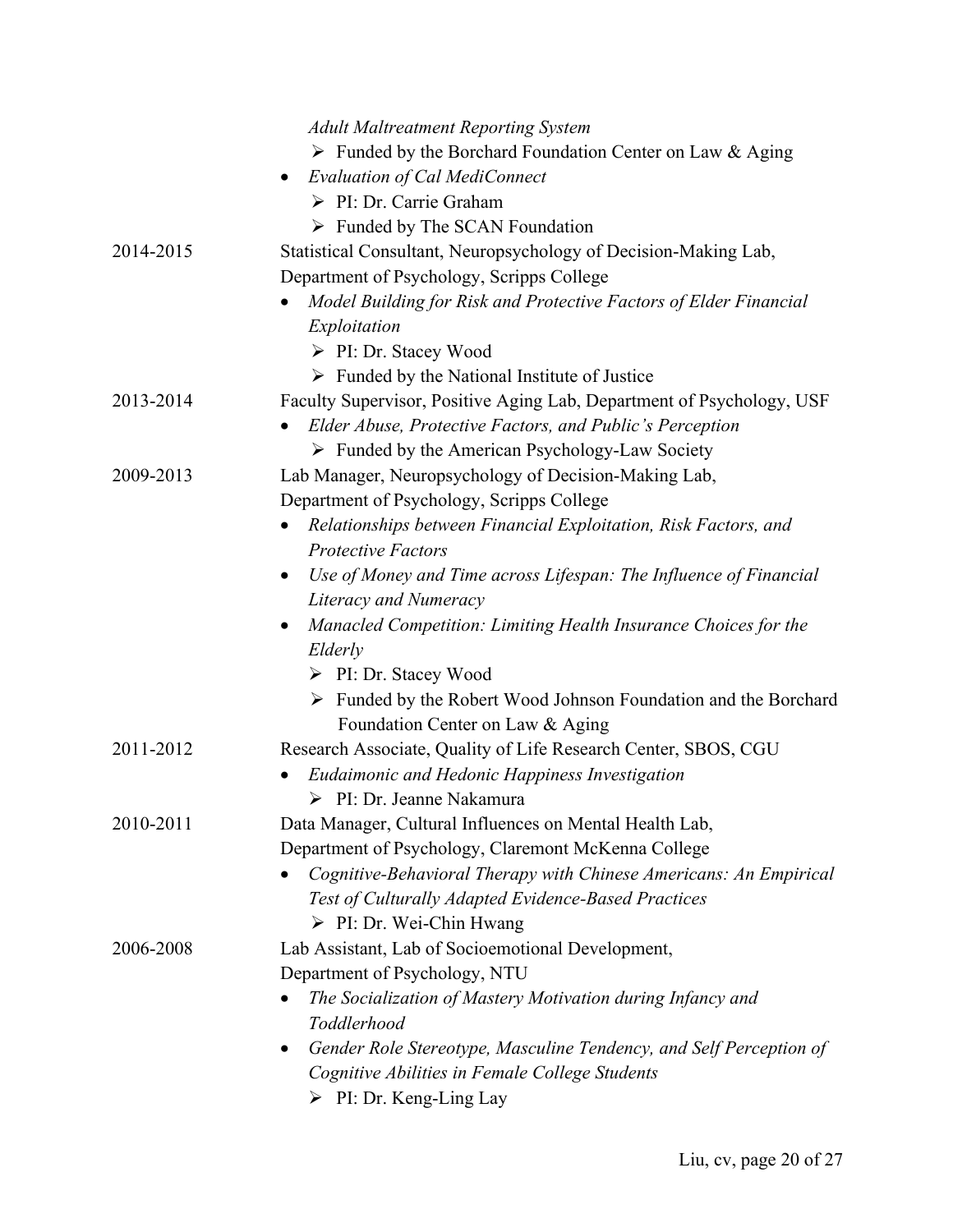*Adult Maltreatment Reporting System*

- Funded by the Borchard Foundation Center on Law & Aging

- *Evaluation of Cal MediConnect*
  - PI: Dr. Carrie Graham
  - Funded by The SCAN Foundation

2014-2015 Statistical Consultant, Neuropsychology of Decision-Making Lab, Department of Psychology, Scripps College

- *Model Building for Risk and Protective Factors of Elder Financial Exploitation*
  - PI: Dr. Stacey Wood
  - Funded by the National Institute of Justice

2013-2014 Faculty Supervisor, Positive Aging Lab, Department of Psychology, USF

- *Elder Abuse, Protective Factors, and Public's Perception*
  - Funded by the American Psychology-Law Society

2009-2013 Lab Manager, Neuropsychology of Decision-Making Lab, Department of Psychology, Scripps College

- *Relationships between Financial Exploitation, Risk Factors, and Protective Factors*
- *Use of Money and Time across Lifespan: The Influence of Financial Literacy and Numeracy*
- *Manacled Competition: Limiting Health Insurance Choices for the Elderly*
  - PI: Dr. Stacey Wood
  - Funded by the Robert Wood Johnson Foundation and the Borchard Foundation Center on Law & Aging

2011-2012 Research Associate, Quality of Life Research Center, SBOS, CGU

- *Eudaimonic and Hedonic Happiness Investigation*
  - PI: Dr. Jeanne Nakamura

2010-2011 Data Manager, Cultural Influences on Mental Health Lab, Department of Psychology, Claremont McKenna College

- *Cognitive-Behavioral Therapy with Chinese Americans: An Empirical Test of Culturally Adapted Evidence-Based Practices*
  - PI: Dr. Wei-Chin Hwang

2006-2008 Lab Assistant, Lab of Socioemotional Development, Department of Psychology, NTU

- *The Socialization of Mastery Motivation during Infancy and Toddlerhood*
- *Gender Role Stereotype, Masculine Tendency, and Self Perception of Cognitive Abilities in Female College Students*
  - PI: Dr. Keng-Ling Lay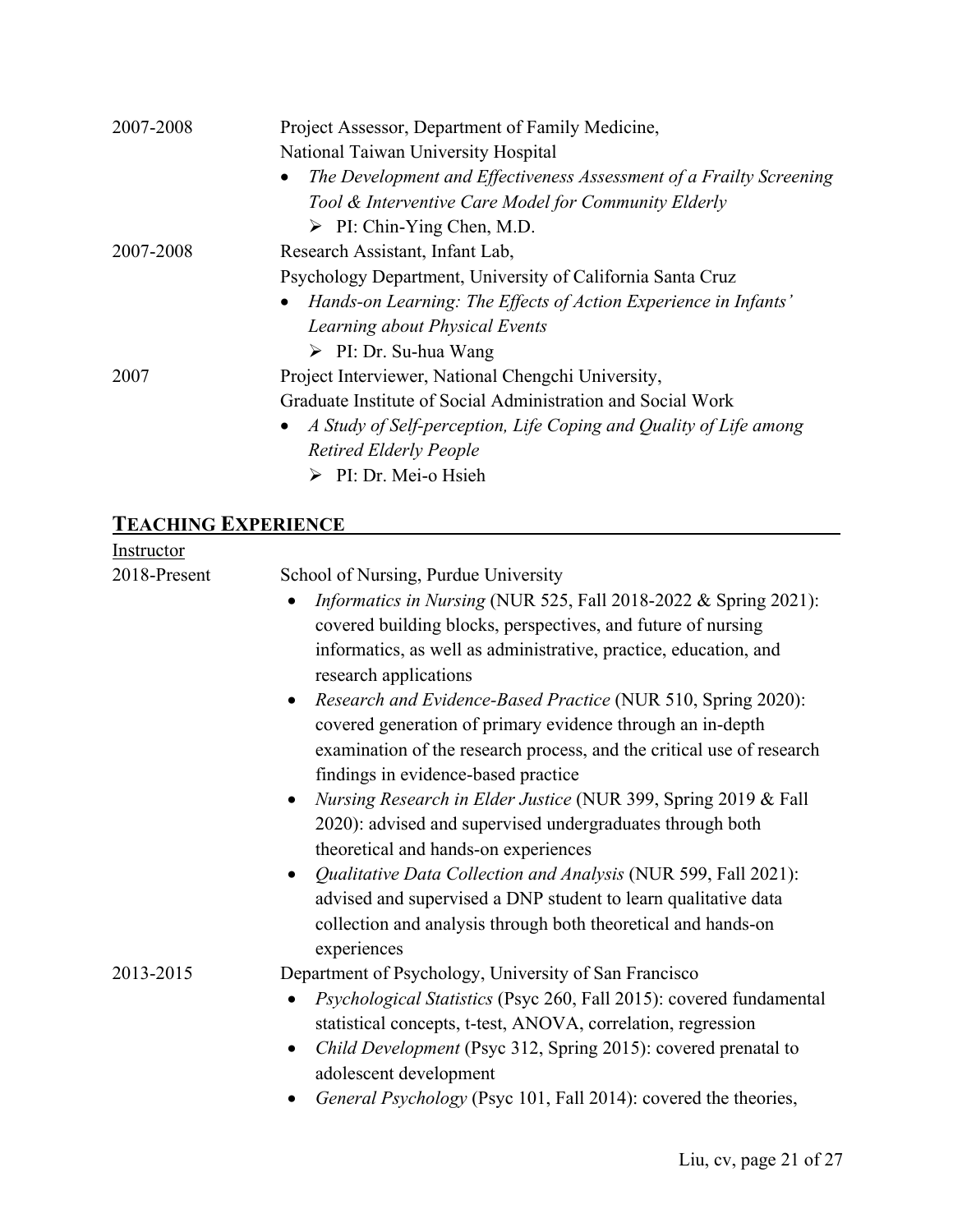2007-2008 Project Assessor, Department of Family Medicine, National Taiwan University Hospital

- *The Development and Effectiveness Assessment of a Frailty Screening Tool & Interventive Care Model for Community Elderly*
  - PI: Chin-Ying Chen, M.D.

2007-2008 Research Assistant, Infant Lab, Psychology Department, University of California Santa Cruz

- *Hands-on Learning: The Effects of Action Experience in Infants' Learning about Physical Events*
  - PI: Dr. Su-hua Wang

2007 Project Interviewer, National Chengchi University, Graduate Institute of Social Administration and Social Work

- *A Study of Self-perception, Life Coping and Quality of Life among Retired Elderly People*
  - PI: Dr. Mei-o Hsieh

## TEACHING EXPERIENCE

Instructor

2018-Present School of Nursing, Purdue University

- *Informatics in Nursing* (NUR 525, Fall 2018-2022 & Spring 2021): covered building blocks, perspectives, and future of nursing informatics, as well as administrative, practice, education, and research applications
- *Research and Evidence-Based Practice* (NUR 510, Spring 2020): covered generation of primary evidence through an in-depth examination of the research process, and the critical use of research findings in evidence-based practice
- *Nursing Research in Elder Justice* (NUR 399, Spring 2019 & Fall 2020): advised and supervised undergraduates through both theoretical and hands-on experiences
- *Qualitative Data Collection and Analysis* (NUR 599, Fall 2021): advised and supervised a DNP student to learn qualitative data collection and analysis through both theoretical and hands-on experiences

2013-2015 Department of Psychology, University of San Francisco

- *Psychological Statistics* (Psyc 260, Fall 2015): covered fundamental statistical concepts, t-test, ANOVA, correlation, regression
- *Child Development* (Psyc 312, Spring 2015): covered prenatal to adolescent development
- *General Psychology* (Psyc 101, Fall 2014): covered the theories,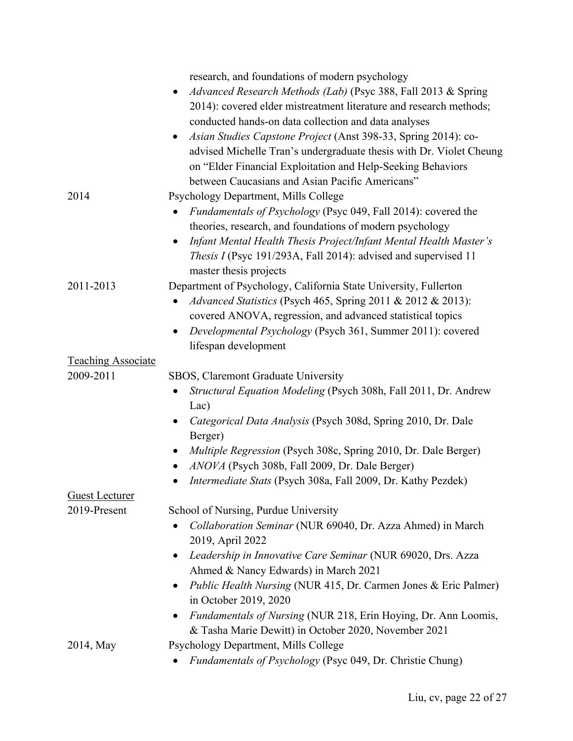research, and foundations of modern psychology

- *Advanced Research Methods (Lab)* (Psyc 388, Fall 2013 & Spring 2014): covered elder mistreatment literature and research methods; conducted hands-on data collection and data analyses
- *Asian Studies Capstone Project* (Anst 398-33, Spring 2014): co-advised Michelle Tran's undergraduate thesis with Dr. Violet Cheung on "Elder Financial Exploitation and Help-Seeking Behaviors between Caucasians and Asian Pacific Americans"

2014 — Psychology Department, Mills College

- *Fundamentals of Psychology* (Psyc 049, Fall 2014): covered the theories, research, and foundations of modern psychology
- *Infant Mental Health Thesis Project/Infant Mental Health Master's Thesis I* (Psyc 191/293A, Fall 2014): advised and supervised 11 master thesis projects

2011-2013 — Department of Psychology, California State University, Fullerton

- *Advanced Statistics* (Psych 465, Spring 2011 & 2012 & 2013): covered ANOVA, regression, and advanced statistical topics
- *Developmental Psychology* (Psych 361, Summer 2011): covered lifespan development

<u>Teaching Associate</u>

2009-2011 — SBOS, Claremont Graduate University

- *Structural Equation Modeling* (Psych 308h, Fall 2011, Dr. Andrew Lac)
- *Categorical Data Analysis* (Psych 308d, Spring 2010, Dr. Dale Berger)
- *Multiple Regression* (Psych 308c, Spring 2010, Dr. Dale Berger)
- *ANOVA* (Psych 308b, Fall 2009, Dr. Dale Berger)
- *Intermediate Stats* (Psych 308a, Fall 2009, Dr. Kathy Pezdek)

<u>Guest Lecturer</u>

2019-Present — School of Nursing, Purdue University

- *Collaboration Seminar* (NUR 69040, Dr. Azza Ahmed) in March 2019, April 2022
- *Leadership in Innovative Care Seminar* (NUR 69020, Drs. Azza Ahmed & Nancy Edwards) in March 2021
- *Public Health Nursing* (NUR 415, Dr. Carmen Jones & Eric Palmer) in October 2019, 2020
- *Fundamentals of Nursing* (NUR 218, Erin Hoying, Dr. Ann Loomis, & Tasha Marie Dewitt) in October 2020, November 2021

2014, May — Psychology Department, Mills College

- *Fundamentals of Psychology* (Psyc 049, Dr. Christie Chung)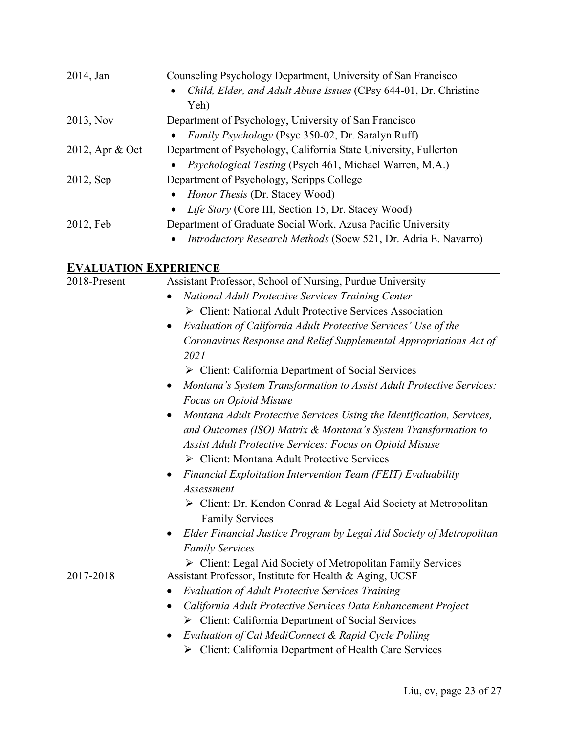2014, Jan — Counseling Psychology Department, University of San Francisco

- *Child, Elder, and Adult Abuse Issues* (CPsy 644-01, Dr. Christine Yeh)

2013, Nov — Department of Psychology, University of San Francisco

- *Family Psychology* (Psyc 350-02, Dr. Saralyn Ruff)

2012, Apr & Oct — Department of Psychology, California State University, Fullerton

- *Psychological Testing* (Psych 461, Michael Warren, M.A.)

2012, Sep — Department of Psychology, Scripps College

- *Honor Thesis* (Dr. Stacey Wood)
- *Life Story* (Core III, Section 15, Dr. Stacey Wood)

2012, Feb — Department of Graduate Social Work, Azusa Pacific University

- *Introductory Research Methods* (Socw 521, Dr. Adria E. Navarro)

## EVALUATION EXPERIENCE

2018-Present — Assistant Professor, School of Nursing, Purdue University

- *National Adult Protective Services Training Center*
  - Client: National Adult Protective Services Association
- *Evaluation of California Adult Protective Services' Use of the Coronavirus Response and Relief Supplemental Appropriations Act of 2021*
  - Client: California Department of Social Services
- *Montana's System Transformation to Assist Adult Protective Services: Focus on Opioid Misuse*
- *Montana Adult Protective Services Using the Identification, Services, and Outcomes (ISO) Matrix & Montana's System Transformation to Assist Adult Protective Services: Focus on Opioid Misuse*
  - Client: Montana Adult Protective Services
- *Financial Exploitation Intervention Team (FEIT) Evaluability Assessment*
  - Client: Dr. Kendon Conrad & Legal Aid Society at Metropolitan Family Services
- *Elder Financial Justice Program by Legal Aid Society of Metropolitan Family Services*
  - Client: Legal Aid Society of Metropolitan Family Services

2017-2018 — Assistant Professor, Institute for Health & Aging, UCSF

- *Evaluation of Adult Protective Services Training*
- *California Adult Protective Services Data Enhancement Project*
  - Client: California Department of Social Services
- *Evaluation of Cal MediConnect & Rapid Cycle Polling*
  - Client: California Department of Health Care Services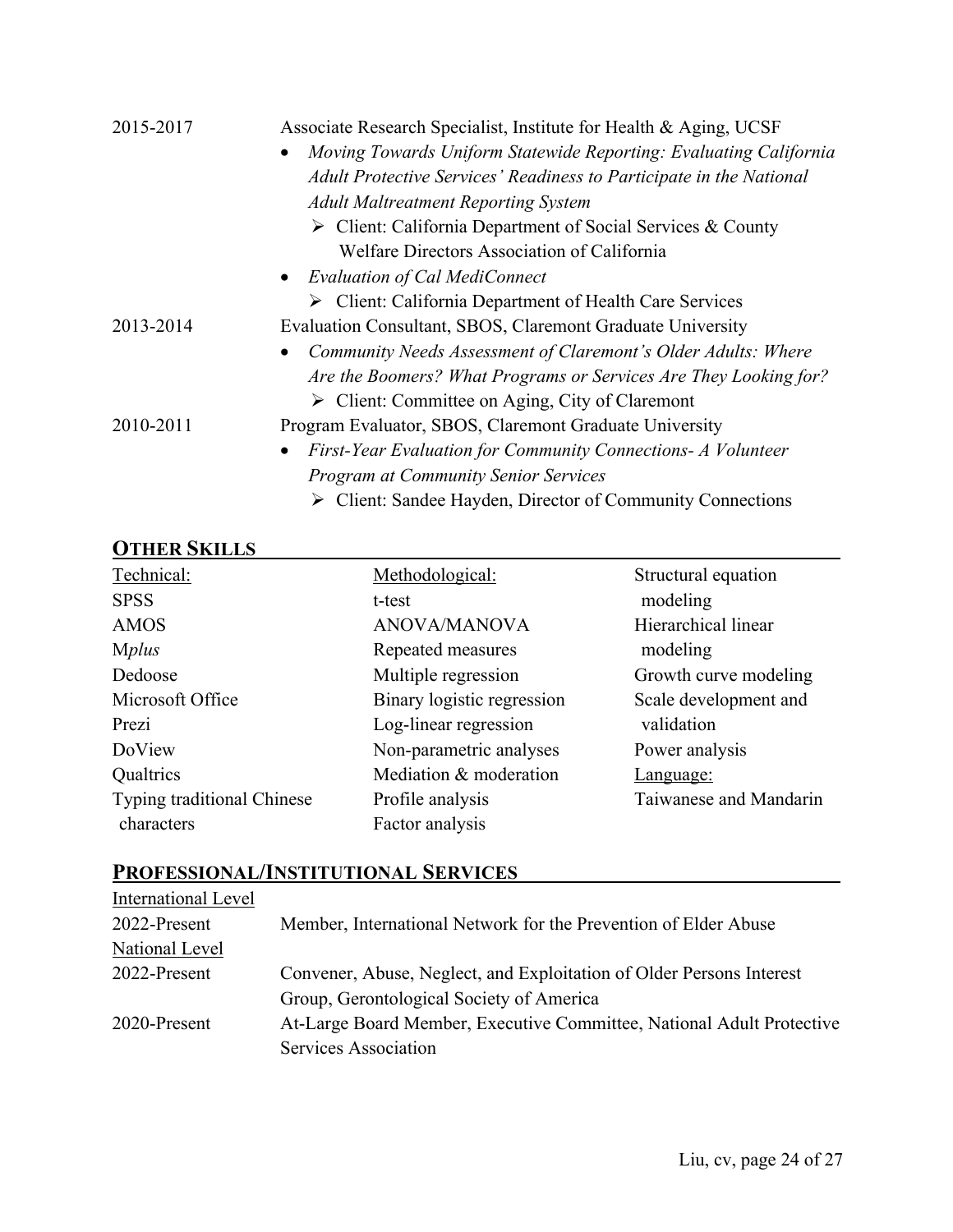2015-2017 Associate Research Specialist, Institute for Health & Aging, UCSF

- *Moving Towards Uniform Statewide Reporting: Evaluating California Adult Protective Services' Readiness to Participate in the National Adult Maltreatment Reporting System*
  - ➢ Client: California Department of Social Services & County Welfare Directors Association of California
- *Evaluation of Cal MediConnect*
  - ➢ Client: California Department of Health Care Services

2013-2014 Evaluation Consultant, SBOS, Claremont Graduate University

- *Community Needs Assessment of Claremont's Older Adults: Where Are the Boomers? What Programs or Services Are They Looking for?*
  - ➢ Client: Committee on Aging, City of Claremont

2010-2011 Program Evaluator, SBOS, Claremont Graduate University

- *First-Year Evaluation for Community Connections- A Volunteer Program at Community Senior Services*
  - ➢ Client: Sandee Hayden, Director of Community Connections

## OTHER SKILLS

Technical:
SPSS
AMOS
M*plus*
Dedoose
Microsoft Office
Prezi
DoView
Qualtrics
Typing traditional Chinese characters

Methodological:
t-test
ANOVA/MANOVA
Repeated measures
Multiple regression
Binary logistic regression
Log-linear regression
Non-parametric analyses
Mediation & moderation
Profile analysis
Factor analysis
Structural equation modeling
Hierarchical linear modeling
Growth curve modeling
Scale development and validation
Power analysis

Language:
Taiwanese and Mandarin

## PROFESSIONAL/INSTITUTIONAL SERVICES

International Level

2022-Present Member, International Network for the Prevention of Elder Abuse

National Level

2022-Present Convener, Abuse, Neglect, and Exploitation of Older Persons Interest Group, Gerontological Society of America

2020-Present At-Large Board Member, Executive Committee, National Adult Protective Services Association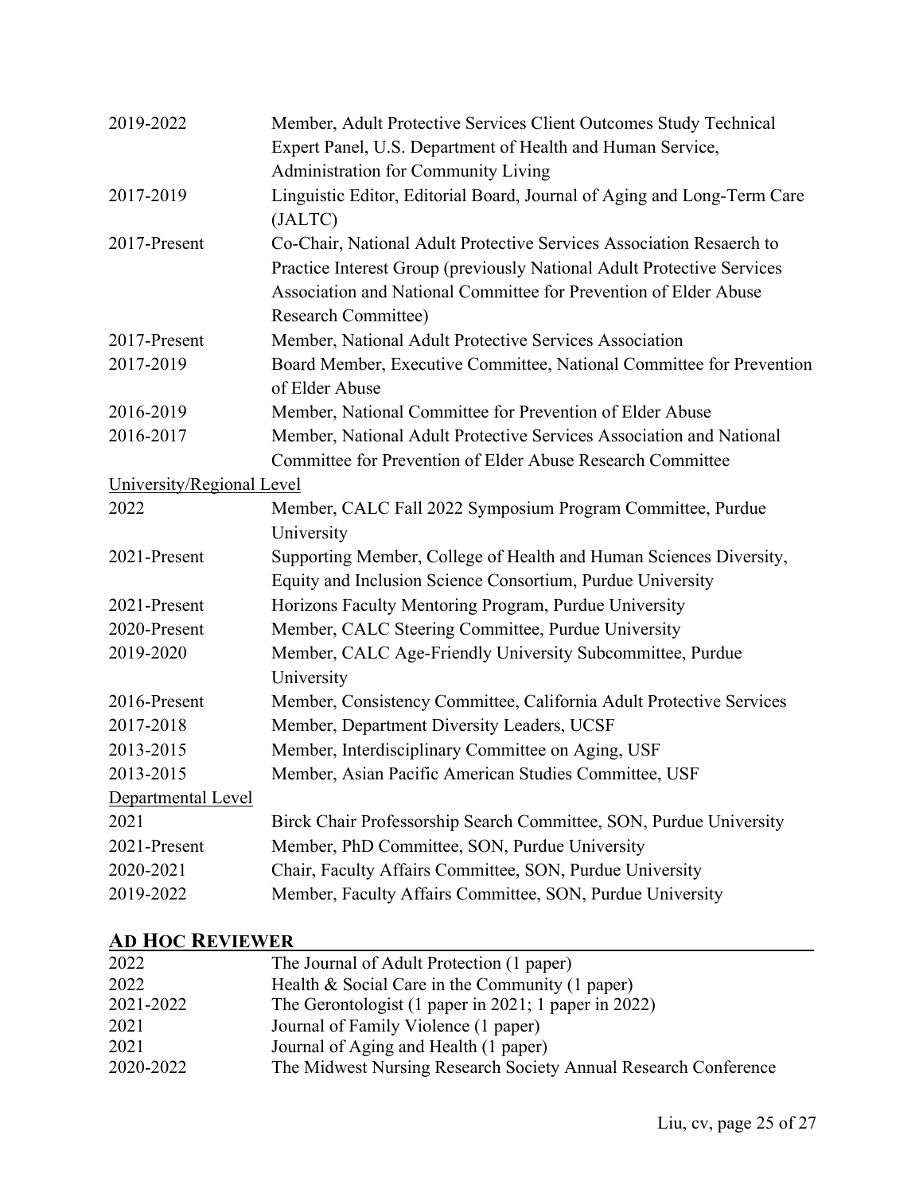| | |
|---|---|
| 2019-2022 | Member, Adult Protective Services Client Outcomes Study Technical Expert Panel, U.S. Department of Health and Human Service, Administration for Community Living |
| 2017-2019 | Linguistic Editor, Editorial Board, Journal of Aging and Long-Term Care (JALTC) |
| 2017-Present | Co-Chair, National Adult Protective Services Association Resaerch to Practice Interest Group (previously National Adult Protective Services Association and National Committee for Prevention of Elder Abuse Research Committee) |
| 2017-Present | Member, National Adult Protective Services Association |
| 2017-2019 | Board Member, Executive Committee, National Committee for Prevention of Elder Abuse |
| 2016-2019 | Member, National Committee for Prevention of Elder Abuse |
| 2016-2017 | Member, National Adult Protective Services Association and National Committee for Prevention of Elder Abuse Research Committee |

<u>University/Regional Level</u>

| | |
|---|---|
| 2022 | Member, CALC Fall 2022 Symposium Program Committee, Purdue University |
| 2021-Present | Supporting Member, College of Health and Human Sciences Diversity, Equity and Inclusion Science Consortium, Purdue University |
| 2021-Present | Horizons Faculty Mentoring Program, Purdue University |
| 2020-Present | Member, CALC Steering Committee, Purdue University |
| 2019-2020 | Member, CALC Age-Friendly University Subcommittee, Purdue University |
| 2016-Present | Member, Consistency Committee, California Adult Protective Services |
| 2017-2018 | Member, Department Diversity Leaders, UCSF |
| 2013-2015 | Member, Interdisciplinary Committee on Aging, USF |
| 2013-2015 | Member, Asian Pacific American Studies Committee, USF |

<u>Departmental Level</u>

| | |
|---|---|
| 2021 | Birck Chair Professorship Search Committee, SON, Purdue University |
| 2021-Present | Member, PhD Committee, SON, Purdue University |
| 2020-2021 | Chair, Faculty Affairs Committee, SON, Purdue University |
| 2019-2022 | Member, Faculty Affairs Committee, SON, Purdue University |

## AD HOC REVIEWER

| | |
|---|---|
| 2022 | The Journal of Adult Protection (1 paper) |
| 2022 | Health & Social Care in the Community (1 paper) |
| 2021-2022 | The Gerontologist (1 paper in 2021; 1 paper in 2022) |
| 2021 | Journal of Family Violence (1 paper) |
| 2021 | Journal of Aging and Health (1 paper) |
| 2020-2022 | The Midwest Nursing Research Society Annual Research Conference |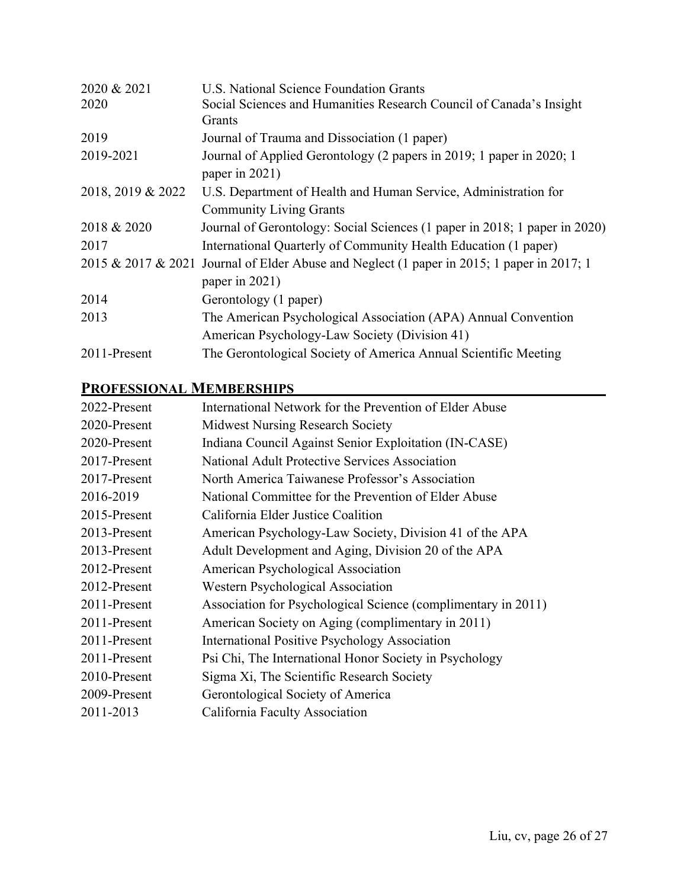| | |
|---|---|
| 2020 & 2021 | U.S. National Science Foundation Grants |
| 2020 | Social Sciences and Humanities Research Council of Canada's Insight Grants |
| 2019 | Journal of Trauma and Dissociation (1 paper) |
| 2019-2021 | Journal of Applied Gerontology (2 papers in 2019; 1 paper in 2020; 1 paper in 2021) |
| 2018, 2019 & 2022 | U.S. Department of Health and Human Service, Administration for Community Living Grants |
| 2018 & 2020 | Journal of Gerontology: Social Sciences (1 paper in 2018; 1 paper in 2020) |
| 2017 | International Quarterly of Community Health Education (1 paper) |
| 2015 & 2017 & 2021 | Journal of Elder Abuse and Neglect (1 paper in 2015; 1 paper in 2017; 1 paper in 2021) |
| 2014 | Gerontology (1 paper) |
| 2013 | The American Psychological Association (APA) Annual Convention American Psychology-Law Society (Division 41) |
| 2011-Present | The Gerontological Society of America Annual Scientific Meeting |

## PROFESSIONAL MEMBERSHIPS

| | |
|---|---|
| 2022-Present | International Network for the Prevention of Elder Abuse |
| 2020-Present | Midwest Nursing Research Society |
| 2020-Present | Indiana Council Against Senior Exploitation (IN-CASE) |
| 2017-Present | National Adult Protective Services Association |
| 2017-Present | North America Taiwanese Professor's Association |
| 2016-2019 | National Committee for the Prevention of Elder Abuse |
| 2015-Present | California Elder Justice Coalition |
| 2013-Present | American Psychology-Law Society, Division 41 of the APA |
| 2013-Present | Adult Development and Aging, Division 20 of the APA |
| 2012-Present | American Psychological Association |
| 2012-Present | Western Psychological Association |
| 2011-Present | Association for Psychological Science (complimentary in 2011) |
| 2011-Present | American Society on Aging (complimentary in 2011) |
| 2011-Present | International Positive Psychology Association |
| 2011-Present | Psi Chi, The International Honor Society in Psychology |
| 2010-Present | Sigma Xi, The Scientific Research Society |
| 2009-Present | Gerontological Society of America |
| 2011-2013 | California Faculty Association |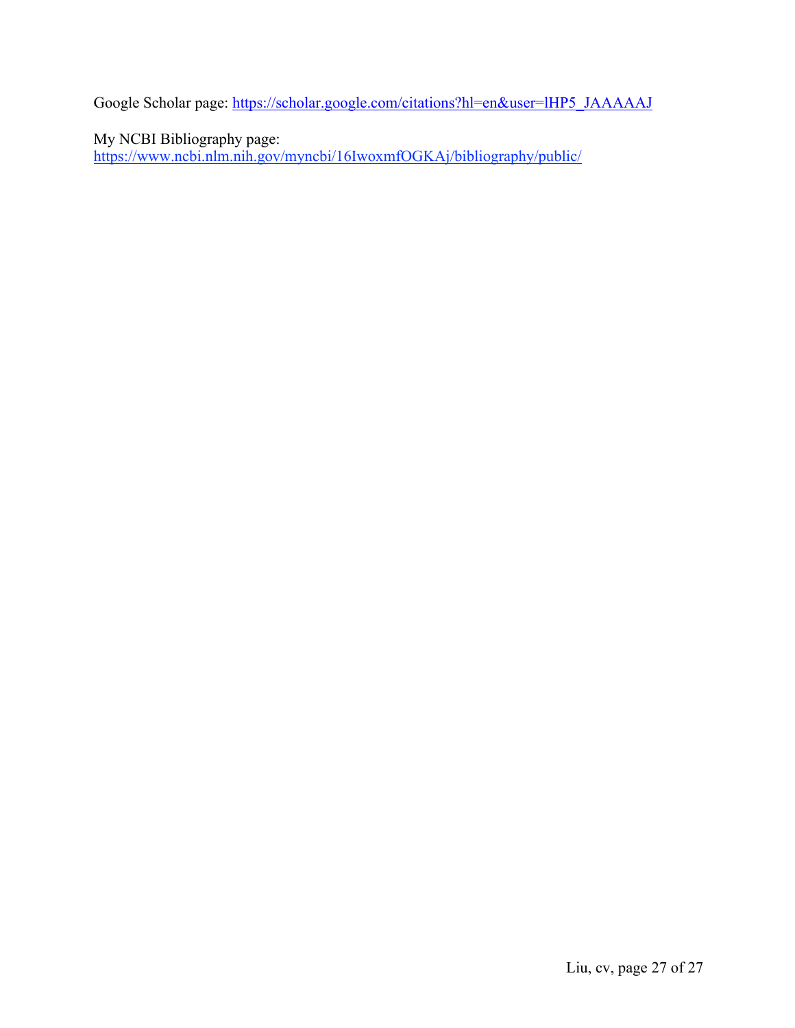Google Scholar page: https://scholar.google.com/citations?hl=en&user=lHP5_JAAAAAJ

My NCBI Bibliography page:
https://www.ncbi.nlm.nih.gov/myncbi/16IwoxmfOGKAj/bibliography/public/